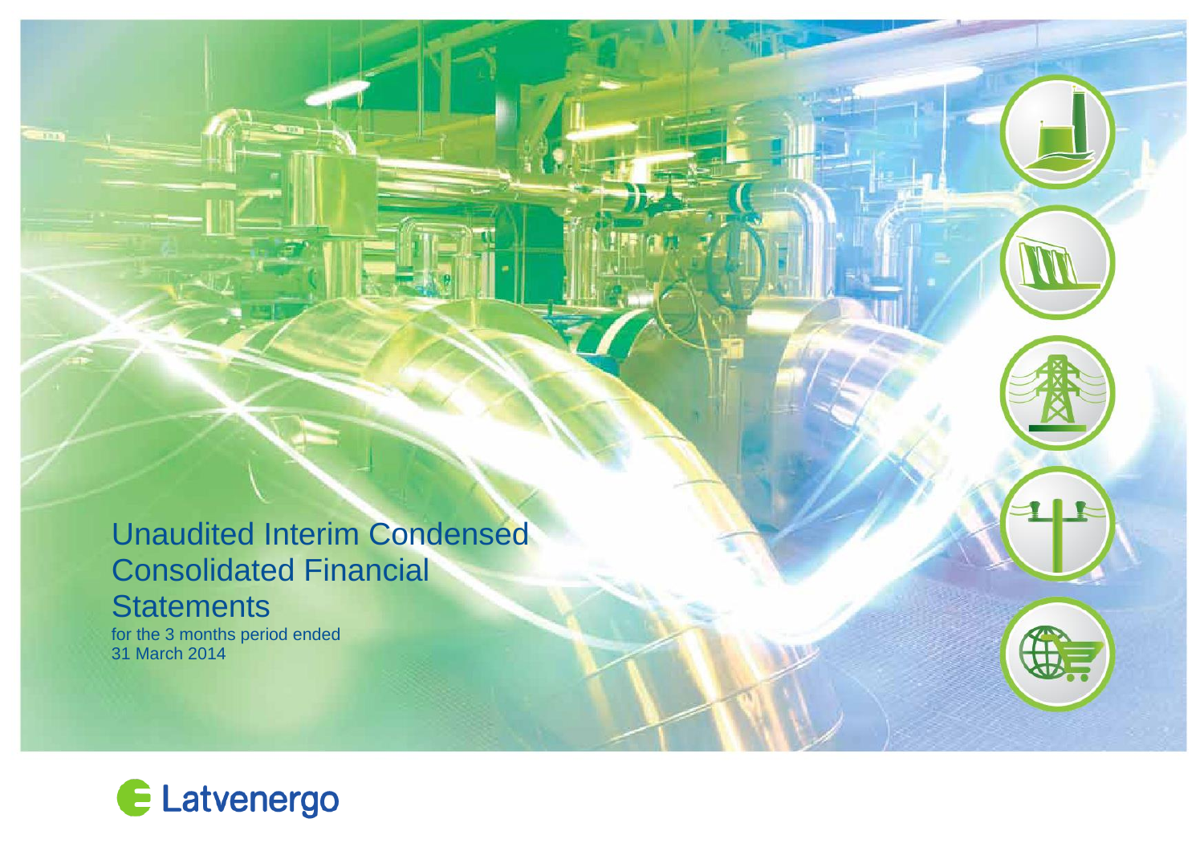# Unaudited Interim Condensed Consolidated Financial Statements

for the 3 months period ended
31 March 2014

Latvenergo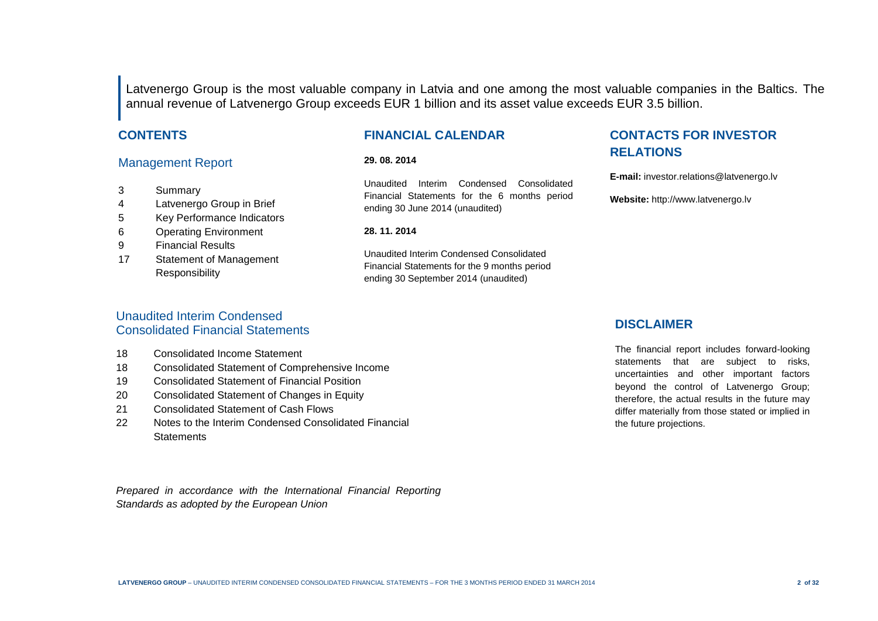Latvenergo Group is the most valuable company in Latvia and one among the most valuable companies in the Baltics. The annual revenue of Latvenergo Group exceeds EUR 1 billion and its asset value exceeds EUR 3.5 billion.

## CONTENTS

### Management Report

| | |
|---|---|
| 3 | Summary |
| 4 | Latvenergo Group in Brief |
| 5 | Key Performance Indicators |
| 6 | Operating Environment |
| 9 | Financial Results |
| 17 | Statement of Management Responsibility |

### Unaudited Interim Condensed Consolidated Financial Statements

| | |
|---|---|
| 18 | Consolidated Income Statement |
| 18 | Consolidated Statement of Comprehensive Income |
| 19 | Consolidated Statement of Financial Position |
| 20 | Consolidated Statement of Changes in Equity |
| 21 | Consolidated Statement of Cash Flows |
| 22 | Notes to the Interim Condensed Consolidated Financial Statements |

*Prepared in accordance with the International Financial Reporting Standards as adopted by the European Union*

## FINANCIAL CALENDAR

**29. 08. 2014**

Unaudited Interim Condensed Consolidated Financial Statements for the 6 months period ending 30 June 2014 (unaudited)

**28. 11. 2014**

Unaudited Interim Condensed Consolidated Financial Statements for the 9 months period ending 30 September 2014 (unaudited)

## CONTACTS FOR INVESTOR RELATIONS

**E-mail:** investor.relations@latvenergo.lv

**Website:** http://www.latvenergo.lv

## DISCLAIMER

The financial report includes forward-looking statements that are subject to risks, uncertainties and other important factors beyond the control of Latvenergo Group; therefore, the actual results in the future may differ materially from those stated or implied in the future projections.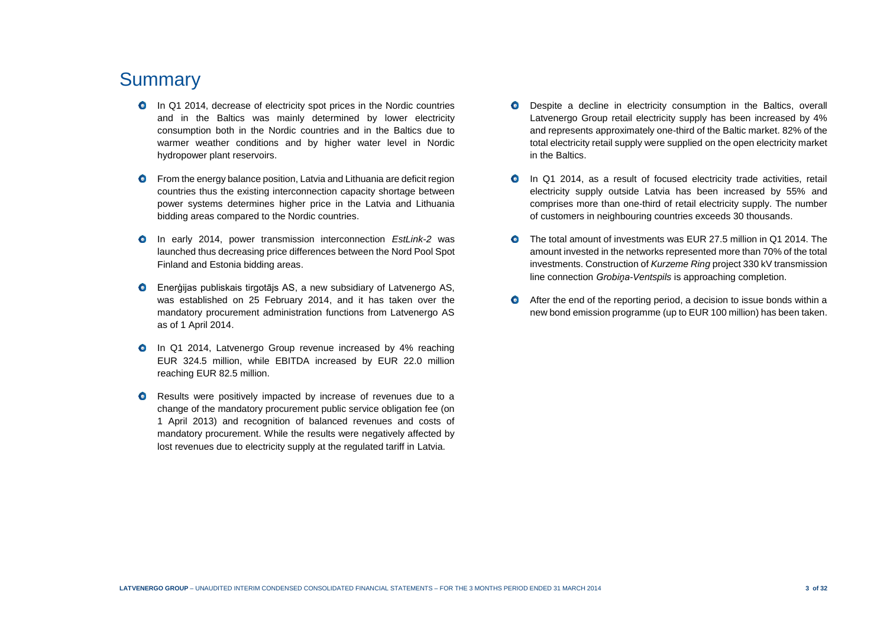# Summary

- In Q1 2014, decrease of electricity spot prices in the Nordic countries and in the Baltics was mainly determined by lower electricity consumption both in the Nordic countries and in the Baltics due to warmer weather conditions and by higher water level in Nordic hydropower plant reservoirs.
- From the energy balance position, Latvia and Lithuania are deficit region countries thus the existing interconnection capacity shortage between power systems determines higher price in the Latvia and Lithuania bidding areas compared to the Nordic countries.
- In early 2014, power transmission interconnection *EstLink-2* was launched thus decreasing price differences between the Nord Pool Spot Finland and Estonia bidding areas.
- Enerģijas publiskais tirgotājs AS, a new subsidiary of Latvenergo AS, was established on 25 February 2014, and it has taken over the mandatory procurement administration functions from Latvenergo AS as of 1 April 2014.
- In Q1 2014, Latvenergo Group revenue increased by 4% reaching EUR 324.5 million, while EBITDA increased by EUR 22.0 million reaching EUR 82.5 million.
- Results were positively impacted by increase of revenues due to a change of the mandatory procurement public service obligation fee (on 1 April 2013) and recognition of balanced revenues and costs of mandatory procurement. While the results were negatively affected by lost revenues due to electricity supply at the regulated tariff in Latvia.
- Despite a decline in electricity consumption in the Baltics, overall Latvenergo Group retail electricity supply has been increased by 4% and represents approximately one-third of the Baltic market. 82% of the total electricity retail supply were supplied on the open electricity market in the Baltics.
- In Q1 2014, as a result of focused electricity trade activities, retail electricity supply outside Latvia has been increased by 55% and comprises more than one-third of retail electricity supply. The number of customers in neighbouring countries exceeds 30 thousands.
- The total amount of investments was EUR 27.5 million in Q1 2014. The amount invested in the networks represented more than 70% of the total investments. Construction of *Kurzeme Ring* project 330 kV transmission line connection *Grobiņa-Ventspils* is approaching completion.
- After the end of the reporting period, a decision to issue bonds within a new bond emission programme (up to EUR 100 million) has been taken.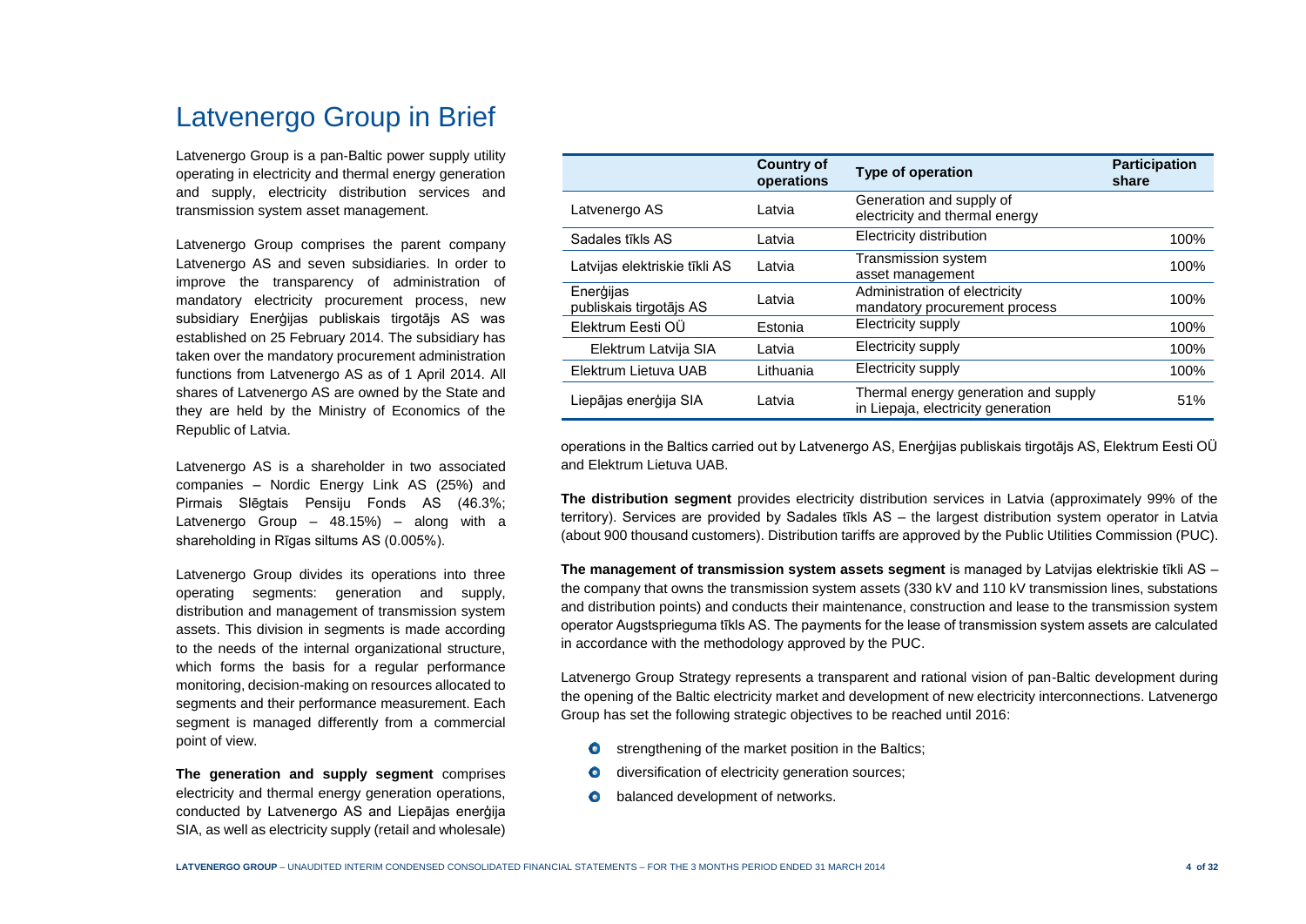# Latvenergo Group in Brief

Latvenergo Group is a pan-Baltic power supply utility operating in electricity and thermal energy generation and supply, electricity distribution services and transmission system asset management.

Latvenergo Group comprises the parent company Latvenergo AS and seven subsidiaries. In order to improve the transparency of administration of mandatory electricity procurement process, new subsidiary Enerģijas publiskais tirgotājs AS was established on 25 February 2014. The subsidiary has taken over the mandatory procurement administration functions from Latvenergo AS as of 1 April 2014. All shares of Latvenergo AS are owned by the State and they are held by the Ministry of Economics of the Republic of Latvia.

Latvenergo AS is a shareholder in two associated companies – Nordic Energy Link AS (25%) and Pirmais Slēgtais Pensiju Fonds AS (46.3%; Latvenergo Group – 48.15%) – along with a shareholding in Rīgas siltums AS (0.005%).

Latvenergo Group divides its operations into three operating segments: generation and supply, distribution and management of transmission system assets. This division in segments is made according to the needs of the internal organizational structure, which forms the basis for a regular performance monitoring, decision-making on resources allocated to segments and their performance measurement. Each segment is managed differently from a commercial point of view.

| | Country of operations | Type of operation | Participation share |
|---|---|---|---|
| Latvenergo AS | Latvia | Generation and supply of electricity and thermal energy | |
| Sadales tīkls AS | Latvia | Electricity distribution | 100% |
| Latvijas elektriskie tīkli AS | Latvia | Transmission system asset management | 100% |
| Enerģijas publiskais tirgotājs AS | Latvia | Administration of electricity mandatory procurement process | 100% |
| Elektrum Eesti OÜ | Estonia | Electricity supply | 100% |
| Elektrum Latvija SIA | Latvia | Electricity supply | 100% |
| Elektrum Lietuva UAB | Lithuania | Electricity supply | 100% |
| Liepājas enerģija SIA | Latvia | Thermal energy generation and supply in Liepaja, electricity generation | 51% |

**The generation and supply segment** comprises electricity and thermal energy generation operations, conducted by Latvenergo AS and Liepājas enerģija SIA, as well as electricity supply (retail and wholesale) operations in the Baltics carried out by Latvenergo AS, Enerģijas publiskais tirgotājs AS, Elektrum Eesti OÜ and Elektrum Lietuva UAB.

**The distribution segment** provides electricity distribution services in Latvia (approximately 99% of the territory). Services are provided by Sadales tīkls AS – the largest distribution system operator in Latvia (about 900 thousand customers). Distribution tariffs are approved by the Public Utilities Commission (PUC).

**The management of transmission system assets segment** is managed by Latvijas elektriskie tīkli AS – the company that owns the transmission system assets (330 kV and 110 kV transmission lines, substations and distribution points) and conducts their maintenance, construction and lease to the transmission system operator Augstsprieguma tīkls AS. The payments for the lease of transmission system assets are calculated in accordance with the methodology approved by the PUC.

Latvenergo Group Strategy represents a transparent and rational vision of pan-Baltic development during the opening of the Baltic electricity market and development of new electricity interconnections. Latvenergo Group has set the following strategic objectives to be reached until 2016:

- strengthening of the market position in the Baltics;
- diversification of electricity generation sources;
- balanced development of networks.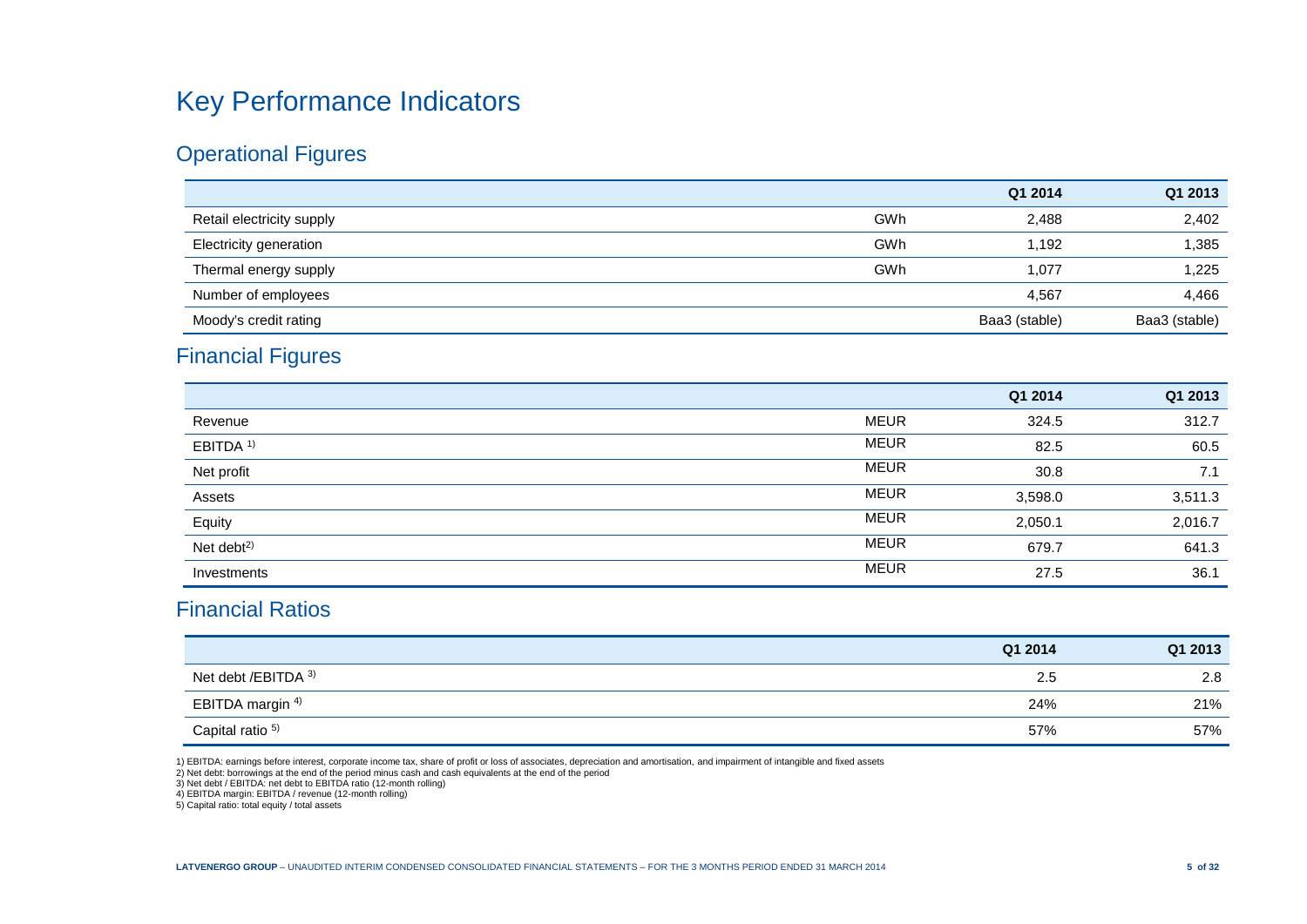# Key Performance Indicators

## Operational Figures

| | | Q1 2014 | Q1 2013 |
|---|---|---|---|
| Retail electricity supply | GWh | 2,488 | 2,402 |
| Electricity generation | GWh | 1,192 | 1,385 |
| Thermal energy supply | GWh | 1,077 | 1,225 |
| Number of employees | | 4,567 | 4,466 |
| Moody's credit rating | | Baa3 (stable) | Baa3 (stable) |

## Financial Figures

| | | Q1 2014 | Q1 2013 |
|---|---|---|---|
| Revenue | MEUR | 324.5 | 312.7 |
| EBITDA [1)] | MEUR | 82.5 | 60.5 |
| Net profit | MEUR | 30.8 | 7.1 |
| Assets | MEUR | 3,598.0 | 3,511.3 |
| Equity | MEUR | 2,050.1 | 2,016.7 |
| Net debt[2)] | MEUR | 679.7 | 641.3 |
| Investments | MEUR | 27.5 | 36.1 |

## Financial Ratios

| | Q1 2014 | Q1 2013 |
|---|---|---|
| Net debt /EBITDA [3)] | 2.5 | 2.8 |
| EBITDA margin [4)] | 24% | 21% |
| Capital ratio [5)] | 57% | 57% |

1) EBITDA: earnings before interest, corporate income tax, share of profit or loss of associates, depreciation and amortisation, and impairment of intangible and fixed assets
2) Net debt: borrowings at the end of the period minus cash and cash equivalents at the end of the period
3) Net debt / EBITDA: net debt to EBITDA ratio (12-month rolling)
4) EBITDA margin: EBITDA / revenue (12-month rolling)
5) Capital ratio: total equity / total assets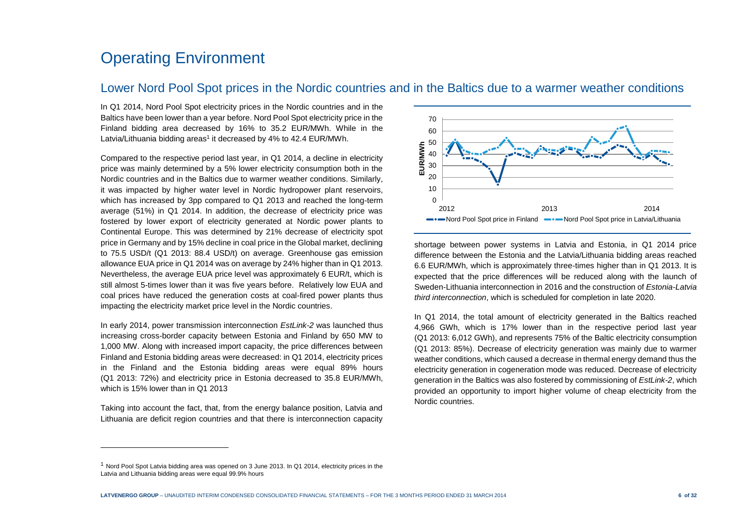# Operating Environment

## Lower Nord Pool Spot prices in the Nordic countries and in the Baltics due to a warmer weather conditions

In Q1 2014, Nord Pool Spot electricity prices in the Nordic countries and in the Baltics have been lower than a year before. Nord Pool Spot electricity price in the Finland bidding area decreased by 16% to 35.2 EUR/MWh. While in the Latvia/Lithuania bidding areas[1] it decreased by 4% to 42.4 EUR/MWh.

Compared to the respective period last year, in Q1 2014, a decline in electricity price was mainly determined by a 5% lower electricity consumption both in the Nordic countries and in the Baltics due to warmer weather conditions. Similarly, it was impacted by higher water level in Nordic hydropower plant reservoirs, which has increased by 3pp compared to Q1 2013 and reached the long-term average (51%) in Q1 2014. In addition, the decrease of electricity price was fostered by lower export of electricity generated at Nordic power plants to Continental Europe. This was determined by 21% decrease of electricity spot price in Germany and by 15% decline in coal price in the Global market, declining to 75.5 USD/t (Q1 2013: 88.4 USD/t) on average. Greenhouse gas emission allowance EUA price in Q1 2014 was on average by 24% higher than in Q1 2013. Nevertheless, the average EUA price level was approximately 6 EUR/t, which is still almost 5-times lower than it was five years before. Relatively low EUA and coal prices have reduced the generation costs at coal-fired power plants thus impacting the electricity market price level in the Nordic countries.

In early 2014, power transmission interconnection *EstLink-2* was launched thus increasing cross-border capacity between Estonia and Finland by 650 MW to 1,000 MW. Along with increased import capacity, the price differences between Finland and Estonia bidding areas were decreased: in Q1 2014, electricity prices in the Finland and the Estonia bidding areas were equal 89% hours (Q1 2013: 72%) and electricity price in Estonia decreased to 35.8 EUR/MWh, which is 15% lower than in Q1 2013

Taking into account the fact, that, from the energy balance position, Latvia and Lithuania are deficit region countries and that there is interconnection capacity shortage between power systems in Latvia and Estonia, in Q1 2014 price difference between the Estonia and the Latvia/Lithuania bidding areas reached 6.6 EUR/MWh, which is approximately three-times higher than in Q1 2013. It is expected that the price differences will be reduced along with the launch of Sweden-Lithuania interconnection in 2016 and the construction of *Estonia-Latvia third interconnection*, which is scheduled for completion in late 2020.

In Q1 2014, the total amount of electricity generated in the Baltics reached 4,966 GWh, which is 17% lower than in the respective period last year (Q1 2013: 6,012 GWh), and represents 75% of the Baltic electricity consumption (Q1 2013: 85%). Decrease of electricity generation was mainly due to warmer weather conditions, which caused a decrease in thermal energy demand thus the electricity generation in cogeneration mode was reduced. Decrease of electricity generation in the Baltics was also fostered by commissioning of *EstLink-2*, which provided an opportunity to import higher volume of cheap electricity from the Nordic countries.

[1] Nord Pool Spot Latvia bidding area was opened on 3 June 2013. In Q1 2014, electricity prices in the Latvia and Lithuania bidding areas were equal 99.9% hours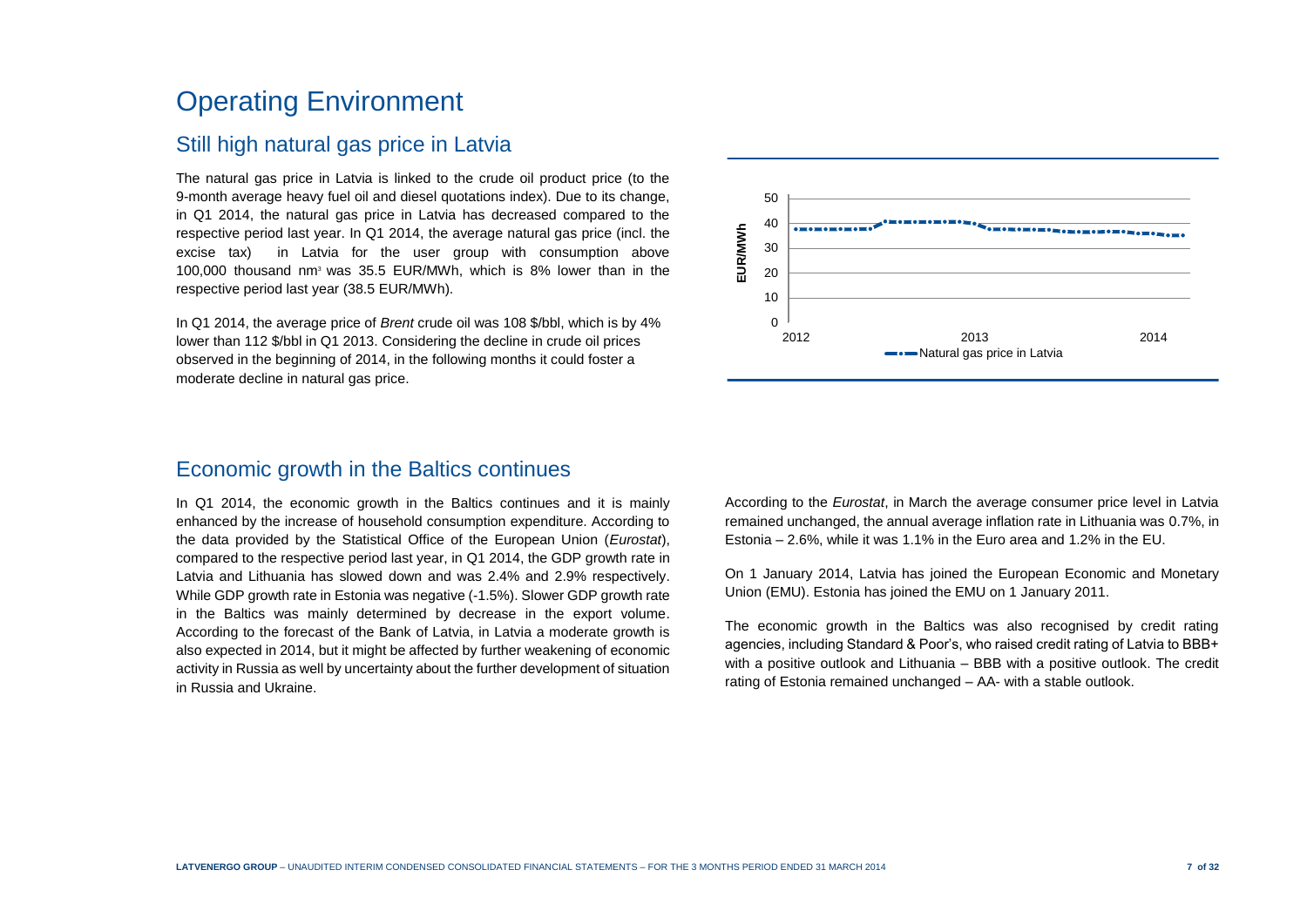# Operating Environment

## Still high natural gas price in Latvia

The natural gas price in Latvia is linked to the crude oil product price (to the 9-month average heavy fuel oil and diesel quotations index). Due to its change, in Q1 2014, the natural gas price in Latvia has decreased compared to the respective period last year. In Q1 2014, the average natural gas price (incl. the excise tax) in Latvia for the user group with consumption above 100,000 thousand nm³ was 35.5 EUR/MWh, which is 8% lower than in the respective period last year (38.5 EUR/MWh).

In Q1 2014, the average price of *Brent* crude oil was 108 $/bbl, which is by 4% lower than 112 $/bbl in Q1 2013. Considering the decline in crude oil prices observed in the beginning of 2014, in the following months it could foster a moderate decline in natural gas price.

## Economic growth in the Baltics continues

In Q1 2014, the economic growth in the Baltics continues and it is mainly enhanced by the increase of household consumption expenditure. According to the data provided by the Statistical Office of the European Union (*Eurostat*), compared to the respective period last year, in Q1 2014, the GDP growth rate in Latvia and Lithuania has slowed down and was 2.4% and 2.9% respectively. While GDP growth rate in Estonia was negative (-1.5%). Slower GDP growth rate in the Baltics was mainly determined by decrease in the export volume. According to the forecast of the Bank of Latvia, in Latvia a moderate growth is also expected in 2014, but it might be affected by further weakening of economic activity in Russia as well by uncertainty about the further development of situation in Russia and Ukraine.

According to the *Eurostat*, in March the average consumer price level in Latvia remained unchanged, the annual average inflation rate in Lithuania was 0.7%, in Estonia – 2.6%, while it was 1.1% in the Euro area and 1.2% in the EU.

On 1 January 2014, Latvia has joined the European Economic and Monetary Union (EMU). Estonia has joined the EMU on 1 January 2011.

The economic growth in the Baltics was also recognised by credit rating agencies, including Standard & Poor's, who raised credit rating of Latvia to BBB+ with a positive outlook and Lithuania – BBB with a positive outlook. The credit rating of Estonia remained unchanged – AA- with a stable outlook.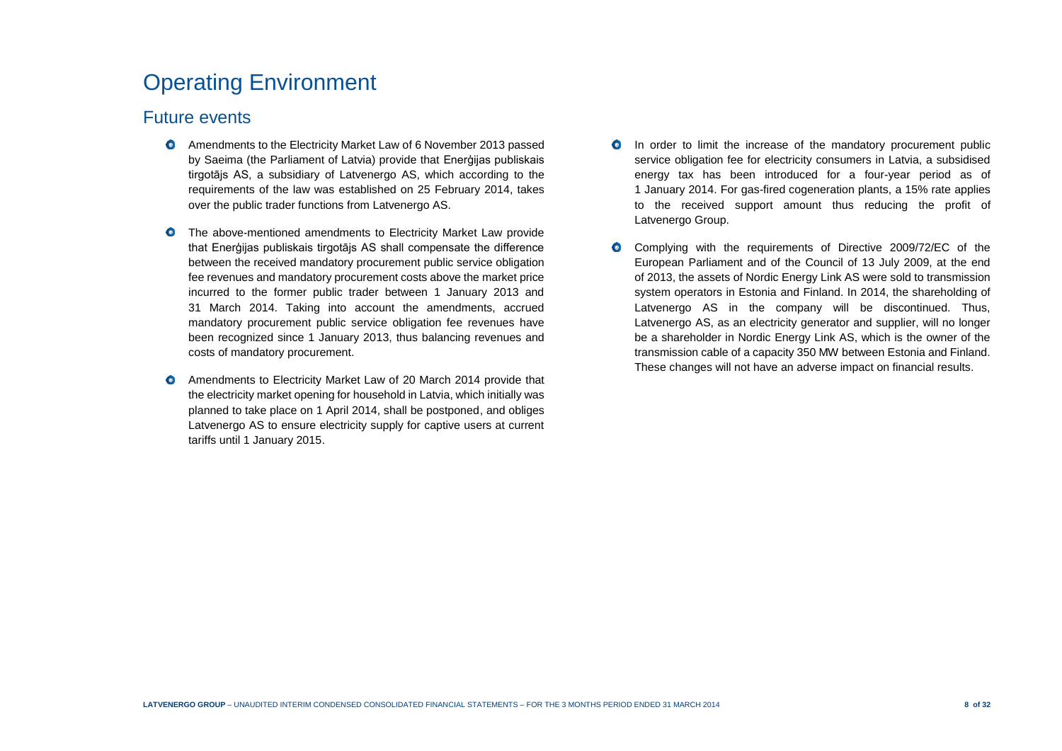# Operating Environment

## Future events

- Amendments to the Electricity Market Law of 6 November 2013 passed by Saeima (the Parliament of Latvia) provide that Enerģijas publiskais tirgotājs AS, a subsidiary of Latvenergo AS, which according to the requirements of the law was established on 25 February 2014, takes over the public trader functions from Latvenergo AS.

- The above-mentioned amendments to Electricity Market Law provide that Enerģijas publiskais tirgotājs AS shall compensate the difference between the received mandatory procurement public service obligation fee revenues and mandatory procurement costs above the market price incurred to the former public trader between 1 January 2013 and 31 March 2014. Taking into account the amendments, accrued mandatory procurement public service obligation fee revenues have been recognized since 1 January 2013, thus balancing revenues and costs of mandatory procurement.

- Amendments to Electricity Market Law of 20 March 2014 provide that the electricity market opening for household in Latvia, which initially was planned to take place on 1 April 2014, shall be postponed, and obliges Latvenergo AS to ensure electricity supply for captive users at current tariffs until 1 January 2015.

- In order to limit the increase of the mandatory procurement public service obligation fee for electricity consumers in Latvia, a subsidised energy tax has been introduced for a four-year period as of 1 January 2014. For gas-fired cogeneration plants, a 15% rate applies to the received support amount thus reducing the profit of Latvenergo Group.

- Complying with the requirements of Directive 2009/72/EC of the European Parliament and of the Council of 13 July 2009, at the end of 2013, the assets of Nordic Energy Link AS were sold to transmission system operators in Estonia and Finland. In 2014, the shareholding of Latvenergo AS in the company will be discontinued. Thus, Latvenergo AS, as an electricity generator and supplier, will no longer be a shareholder in Nordic Energy Link AS, which is the owner of the transmission cable of a capacity 350 MW between Estonia and Finland. These changes will not have an adverse impact on financial results.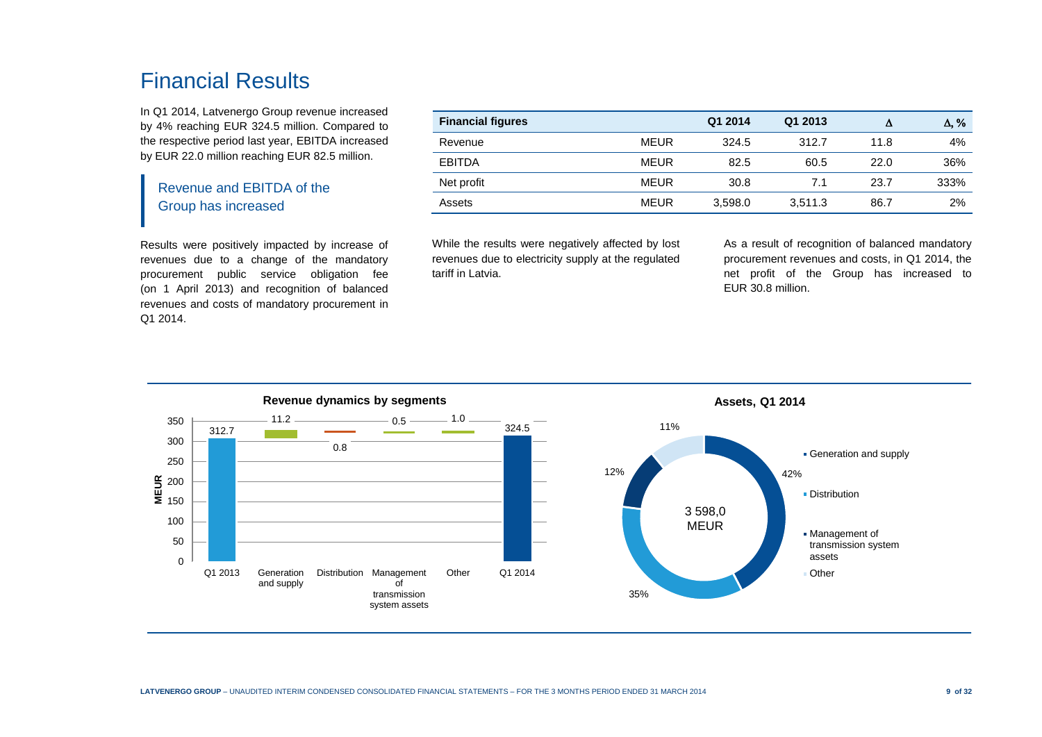# Financial Results

In Q1 2014, Latvenergo Group revenue increased by 4% reaching EUR 324.5 million. Compared to the respective period last year, EBITDA increased by EUR 22.0 million reaching EUR 82.5 million.

## Revenue and EBITDA of the Group has increased

Results were positively impacted by increase of revenues due to a change of the mandatory procurement public service obligation fee (on 1 April 2013) and recognition of balanced revenues and costs of mandatory procurement in Q1 2014.

| Financial figures | | Q1 2014 | Q1 2013 | Δ | Δ, % |
|---|---|---|---|---|---|
| Revenue | MEUR | 324.5 | 312.7 | 11.8 | 4% |
| EBITDA | MEUR | 82.5 | 60.5 | 22.0 | 36% |
| Net profit | MEUR | 30.8 | 7.1 | 23.7 | 333% |
| Assets | MEUR | 3,598.0 | 3,511.3 | 86.7 | 2% |

While the results were negatively affected by lost revenues due to electricity supply at the regulated tariff in Latvia.

As a result of recognition of balanced mandatory procurement revenues and costs, in Q1 2014, the net profit of the Group has increased to EUR 30.8 million.

**Revenue dynamics by segments**

| MEUR | Q1 2013 | Generation and supply | Distribution | Management of transmission system assets | Other | Q1 2014 |
|---|---|---|---|---|---|---|
| Value | 312.7 | 11.2 | 0.8 | 0.5 | 1.0 | 324.5 |

**Assets, Q1 2014**

3 598,0 MEUR

- Generation and supply: 42%
- Distribution: 35%
- Management of transmission system assets: 12%
- Other: 11%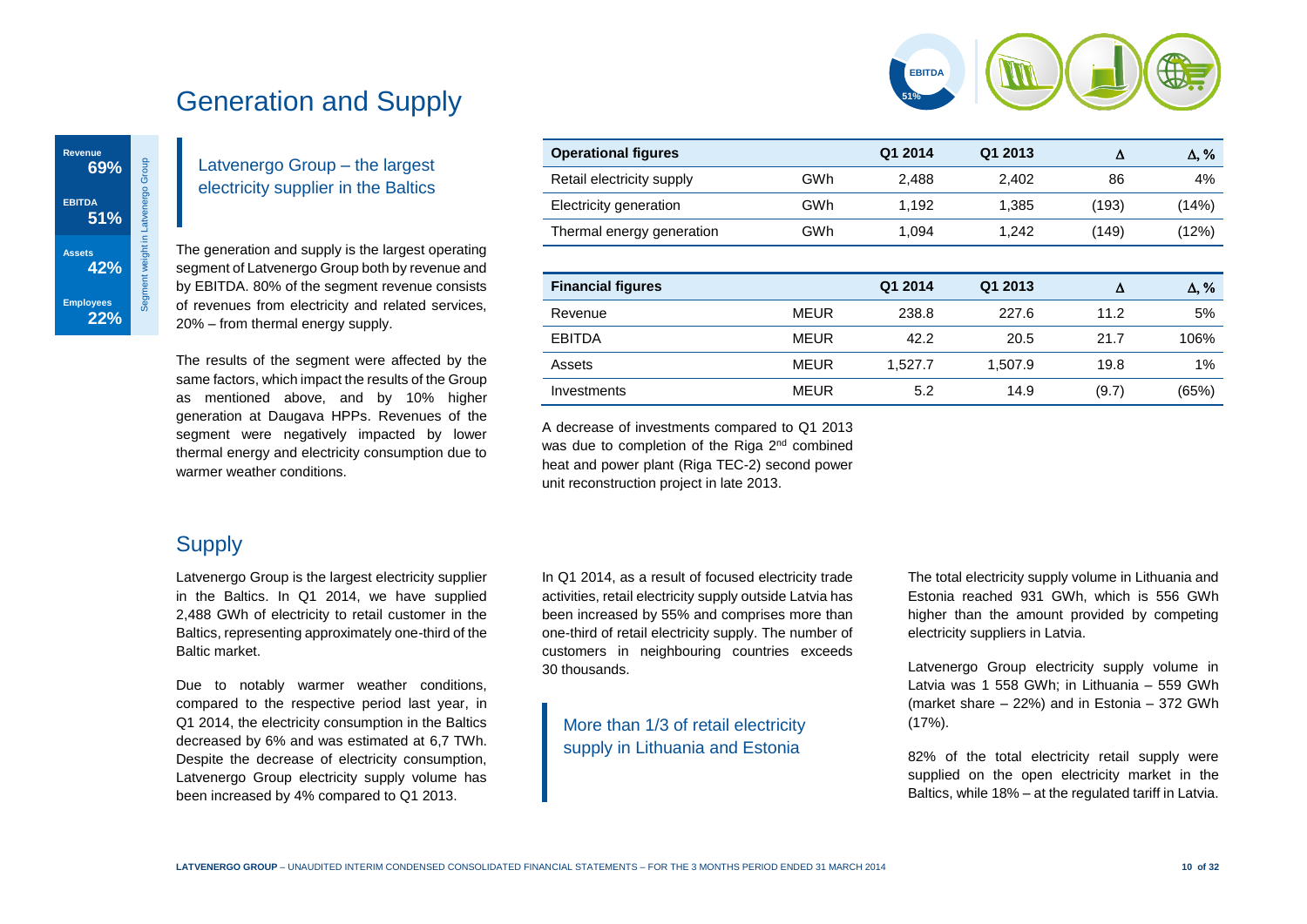# Generation and Supply

EBITDA 51%

| Segment weight in Latvenergo Group | |
|---|---|
| Revenue | 69% |
| EBITDA | 51% |
| Assets | 42% |
| Employees | 22% |

### Latvenergo Group – the largest electricity supplier in the Baltics

The generation and supply is the largest operating segment of Latvenergo Group both by revenue and by EBITDA. 80% of the segment revenue consists of revenues from electricity and related services, 20% – from thermal energy supply.

The results of the segment were affected by the same factors, which impact the results of the Group as mentioned above, and by 10% higher generation at Daugava HPPs. Revenues of the segment were negatively impacted by lower thermal energy and electricity consumption due to warmer weather conditions.

| Operational figures | | Q1 2014 | Q1 2013 | Δ | Δ, % |
|---|---|---|---|---|---|
| Retail electricity supply | GWh | 2,488 | 2,402 | 86 | 4% |
| Electricity generation | GWh | 1,192 | 1,385 | (193) | (14%) |
| Thermal energy generation | GWh | 1,094 | 1,242 | (149) | (12%) |

| Financial figures | | Q1 2014 | Q1 2013 | Δ | Δ, % |
|---|---|---|---|---|---|
| Revenue | MEUR | 238.8 | 227.6 | 11.2 | 5% |
| EBITDA | MEUR | 42.2 | 20.5 | 21.7 | 106% |
| Assets | MEUR | 1,527.7 | 1,507.9 | 19.8 | 1% |
| Investments | MEUR | 5.2 | 14.9 | (9.7) | (65%) |

A decrease of investments compared to Q1 2013 was due to completion of the Riga 2nd combined heat and power plant (Riga TEC-2) second power unit reconstruction project in late 2013.

## Supply

Latvenergo Group is the largest electricity supplier in the Baltics. In Q1 2014, we have supplied 2,488 GWh of electricity to retail customer in the Baltics, representing approximately one-third of the Baltic market.

Due to notably warmer weather conditions, compared to the respective period last year, in Q1 2014, the electricity consumption in the Baltics decreased by 6% and was estimated at 6,7 TWh. Despite the decrease of electricity consumption, Latvenergo Group electricity supply volume has been increased by 4% compared to Q1 2013.

In Q1 2014, as a result of focused electricity trade activities, retail electricity supply outside Latvia has been increased by 55% and comprises more than one-third of retail electricity supply. The number of customers in neighbouring countries exceeds 30 thousands.

### More than 1/3 of retail electricity supply in Lithuania and Estonia

The total electricity supply volume in Lithuania and Estonia reached 931 GWh, which is 556 GWh higher than the amount provided by competing electricity suppliers in Latvia.

Latvenergo Group electricity supply volume in Latvia was 1 558 GWh; in Lithuania – 559 GWh (market share – 22%) and in Estonia – 372 GWh (17%).

82% of the total electricity retail supply were supplied on the open electricity market in the Baltics, while 18% – at the regulated tariff in Latvia.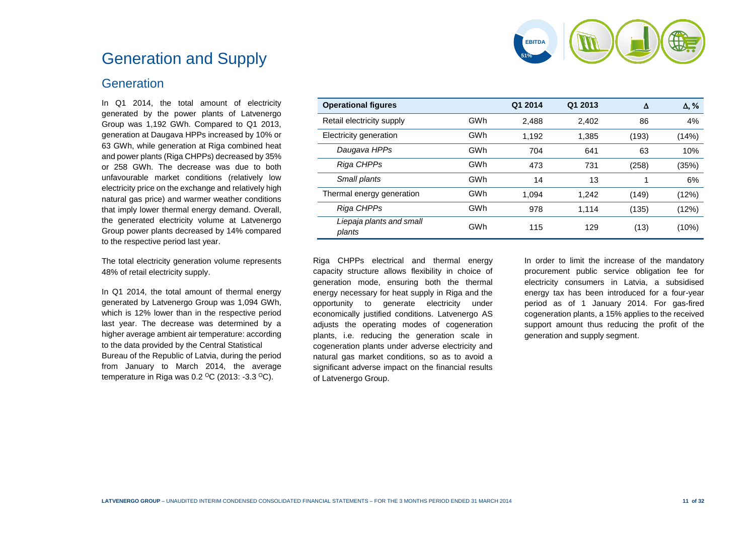# Generation and Supply

## Generation

In Q1 2014, the total amount of electricity generated by the power plants of Latvenergo Group was 1,192 GWh. Compared to Q1 2013, generation at Daugava HPPs increased by 10% or 63 GWh, while generation at Riga combined heat and power plants (Riga CHPPs) decreased by 35% or 258 GWh. The decrease was due to both unfavourable market conditions (relatively low electricity price on the exchange and relatively high natural gas price) and warmer weather conditions that imply lower thermal energy demand. Overall, the generated electricity volume at Latvenergo Group power plants decreased by 14% compared to the respective period last year.

The total electricity generation volume represents 48% of retail electricity supply.

In Q1 2014, the total amount of thermal energy generated by Latvenergo Group was 1,094 GWh, which is 12% lower than in the respective period last year. The decrease was determined by a higher average ambient air temperature: according to the data provided by the Central Statistical Bureau of the Republic of Latvia, during the period from January to March 2014, the average temperature in Riga was 0.2 $^{O}$C (2013: -3.3 $^{O}$C).

| Operational figures | | Q1 2014 | Q1 2013 | Δ | Δ, % |
|---|---|---|---|---|---|
| Retail electricity supply | GWh | 2,488 | 2,402 | 86 | 4% |
| Electricity generation | GWh | 1,192 | 1,385 | (193) | (14%) |
| *Daugava HPPs* | GWh | 704 | 641 | 63 | 10% |
| *Riga CHPPs* | GWh | 473 | 731 | (258) | (35%) |
| *Small plants* | GWh | 14 | 13 | 1 | 6% |
| Thermal energy generation | GWh | 1,094 | 1,242 | (149) | (12%) |
| *Riga CHPPs* | GWh | 978 | 1,114 | (135) | (12%) |
| *Liepaja plants and small plants* | GWh | 115 | 129 | (13) | (10%) |

Riga CHPPs electrical and thermal energy capacity structure allows flexibility in choice of generation mode, ensuring both the thermal energy necessary for heat supply in Riga and the opportunity to generate electricity under economically justified conditions. Latvenergo AS adjusts the operating modes of cogeneration plants, i.e. reducing the generation scale in cogeneration plants under adverse electricity and natural gas market conditions, so as to avoid a significant adverse impact on the financial results of Latvenergo Group.

In order to limit the increase of the mandatory procurement public service obligation fee for electricity consumers in Latvia, a subsidised energy tax has been introduced for a four-year period as of 1 January 2014. For gas-fired cogeneration plants, a 15% applies to the received support amount thus reducing the profit of the generation and supply segment.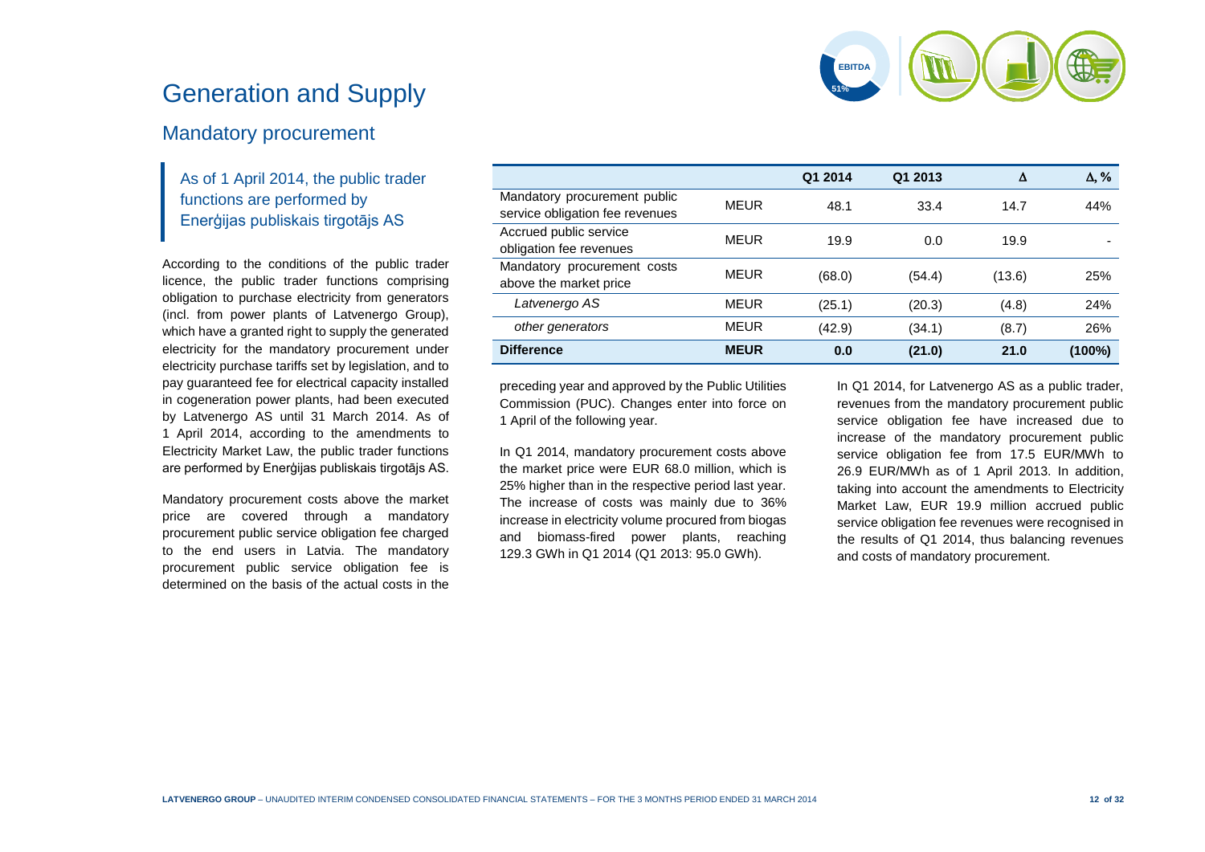# Generation and Supply

## Mandatory procurement

As of 1 April 2014, the public trader functions are performed by Enerģijas publiskais tirgotājs AS

According to the conditions of the public trader licence, the public trader functions comprising obligation to purchase electricity from generators (incl. from power plants of Latvenergo Group), which have a granted right to supply the generated electricity for the mandatory procurement under electricity purchase tariffs set by legislation, and to pay guaranteed fee for electrical capacity installed in cogeneration power plants, had been executed by Latvenergo AS until 31 March 2014. As of 1 April 2014, according to the amendments to Electricity Market Law, the public trader functions are performed by Enerģijas publiskais tirgotājs AS.

Mandatory procurement costs above the market price are covered through a mandatory procurement public service obligation fee charged to the end users in Latvia. The mandatory procurement public service obligation fee is determined on the basis of the actual costs in the preceding year and approved by the Public Utilities Commission (PUC). Changes enter into force on 1 April of the following year.

| | | Q1 2014 | Q1 2013 | Δ | Δ, % |
|---|---|---|---|---|---|
| Mandatory procurement public service obligation fee revenues | MEUR | 48.1 | 33.4 | 14.7 | 44% |
| Accrued public service obligation fee revenues | MEUR | 19.9 | 0.0 | 19.9 | - |
| Mandatory procurement costs above the market price | MEUR | (68.0) | (54.4) | (13.6) | 25% |
| *Latvenergo AS* | MEUR | (25.1) | (20.3) | (4.8) | 24% |
| *other generators* | MEUR | (42.9) | (34.1) | (8.7) | 26% |
| **Difference** | **MEUR** | **0.0** | **(21.0)** | **21.0** | **(100%)** |

In Q1 2014, mandatory procurement costs above the market price were EUR 68.0 million, which is 25% higher than in the respective period last year. The increase of costs was mainly due to 36% increase in electricity volume procured from biogas and biomass-fired power plants, reaching 129.3 GWh in Q1 2014 (Q1 2013: 95.0 GWh).

In Q1 2014, for Latvenergo AS as a public trader, revenues from the mandatory procurement public service obligation fee have increased due to increase of the mandatory procurement public service obligation fee from 17.5 EUR/MWh to 26.9 EUR/MWh as of 1 April 2013. In addition, taking into account the amendments to Electricity Market Law, EUR 19.9 million accrued public service obligation fee revenues were recognised in the results of Q1 2014, thus balancing revenues and costs of mandatory procurement.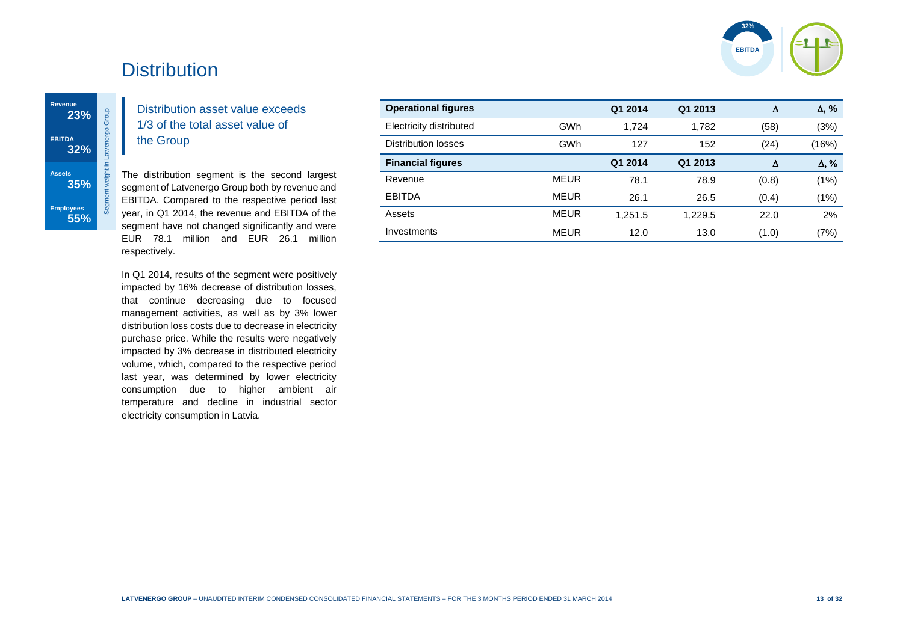# Distribution

32% EBITDA

| Segment weight in Latvenergo Group | |
|---|---|
| Revenue | 23% |
| EBITDA | 32% |
| Assets | 35% |
| Employees | 55% |

## Distribution asset value exceeds 1/3 of the total asset value of the Group

The distribution segment is the second largest segment of Latvenergo Group both by revenue and EBITDA. Compared to the respective period last year, in Q1 2014, the revenue and EBITDA of the segment have not changed significantly and were EUR 78.1 million and EUR 26.1 million respectively.

In Q1 2014, results of the segment were positively impacted by 16% decrease of distribution losses, that continue decreasing due to focused management activities, as well as by 3% lower distribution loss costs due to decrease in electricity purchase price. While the results were negatively impacted by 3% decrease in distributed electricity volume, which, compared to the respective period last year, was determined by lower electricity consumption due to higher ambient air temperature and decline in industrial sector electricity consumption in Latvia.

| **Operational figures** | | **Q1 2014** | **Q1 2013** | **Δ** | **Δ, %** |
|---|---|---|---|---|---|
| Electricity distributed | GWh | 1,724 | 1,782 | (58) | (3%) |
| Distribution losses | GWh | 127 | 152 | (24) | (16%) |
| **Financial figures** | | **Q1 2014** | **Q1 2013** | **Δ** | **Δ, %** |
| Revenue | MEUR | 78.1 | 78.9 | (0.8) | (1%) |
| EBITDA | MEUR | 26.1 | 26.5 | (0.4) | (1%) |
| Assets | MEUR | 1,251.5 | 1,229.5 | 22.0 | 2% |
| Investments | MEUR | 12.0 | 13.0 | (1.0) | (7%) |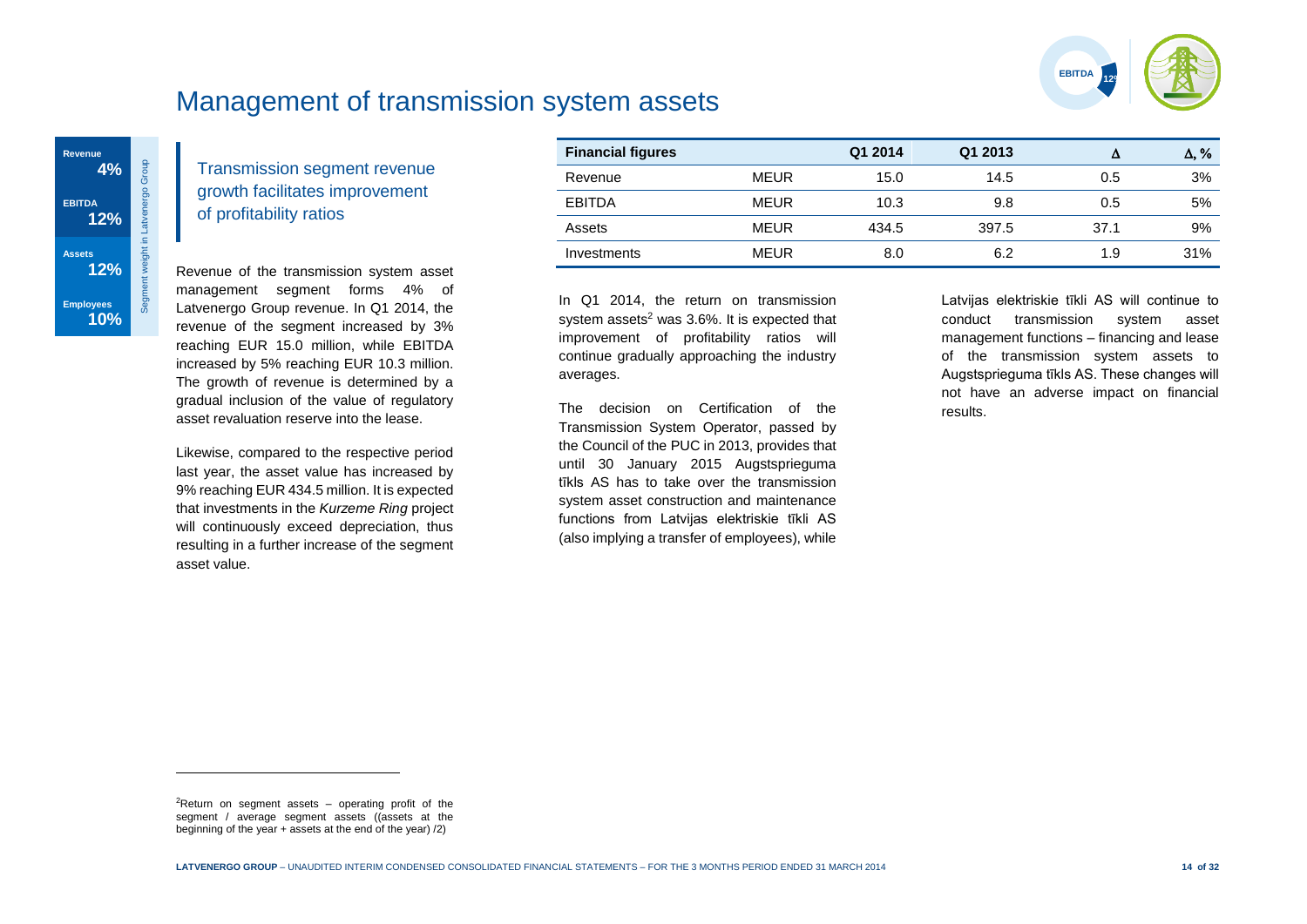# Management of transmission system assets

| Segment weight in Latvenergo Group | |
|---|---|
| Revenue | 4% |
| EBITDA | 12% |
| Assets | 12% |
| Employees | 10% |

## Transmission segment revenue growth facilitates improvement of profitability ratios

Revenue of the transmission system asset management segment forms 4% of Latvenergo Group revenue. In Q1 2014, the revenue of the segment increased by 3% reaching EUR 15.0 million, while EBITDA increased by 5% reaching EUR 10.3 million. The growth of revenue is determined by a gradual inclusion of the value of regulatory asset revaluation reserve into the lease.

Likewise, compared to the respective period last year, the asset value has increased by 9% reaching EUR 434.5 million. It is expected that investments in the *Kurzeme Ring* project will continuously exceed depreciation, thus resulting in a further increase of the segment asset value.

| Financial figures | | Q1 2014 | Q1 2013 | Δ | Δ, % |
|---|---|---|---|---|---|
| Revenue | MEUR | 15.0 | 14.5 | 0.5 | 3% |
| EBITDA | MEUR | 10.3 | 9.8 | 0.5 | 5% |
| Assets | MEUR | 434.5 | 397.5 | 37.1 | 9% |
| Investments | MEUR | 8.0 | 6.2 | 1.9 | 31% |

In Q1 2014, the return on transmission system assets[2] was 3.6%. It is expected that improvement of profitability ratios will continue gradually approaching the industry averages.

The decision on Certification of the Transmission System Operator, passed by the Council of the PUC in 2013, provides that until 30 January 2015 Augstsprieguma tīkls AS has to take over the transmission system asset construction and maintenance functions from Latvijas elektriskie tīkli AS (also implying a transfer of employees), while Latvijas elektriskie tīkli AS will continue to conduct transmission system asset management functions – financing and lease of the transmission system assets to Augstsprieguma tīkls AS. These changes will not have an adverse impact on financial results.

[2]Return on segment assets – operating profit of the segment / average segment assets ((assets at the beginning of the year + assets at the end of the year) /2)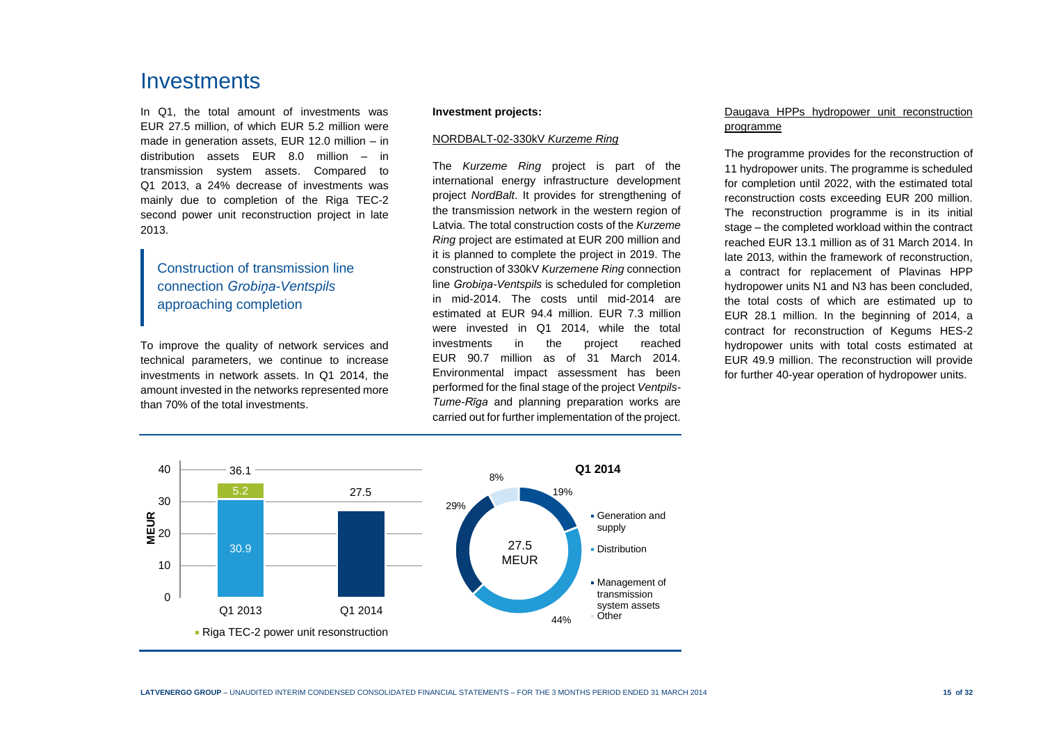# Investments

In Q1, the total amount of investments was EUR 27.5 million, of which EUR 5.2 million were made in generation assets, EUR 12.0 million – in distribution assets EUR 8.0 million – in transmission system assets. Compared to Q1 2013, a 24% decrease of investments was mainly due to completion of the Riga TEC-2 second power unit reconstruction project in late 2013.

> Construction of transmission line connection *Grobiņa-Ventspils* approaching completion

To improve the quality of network services and technical parameters, we continue to increase investments in network assets. In Q1 2014, the amount invested in the networks represented more than 70% of the total investments.

**Investment projects:**

NORDBALT-02-330kV *Kurzeme Ring*

The *Kurzeme Ring* project is part of the international energy infrastructure development project *NordBalt*. It provides for strengthening of the transmission network in the western region of Latvia. The total construction costs of the *Kurzeme Ring* project are estimated at EUR 200 million and it is planned to complete the project in 2019. The construction of 330kV *Kurzemene Ring* connection line *Grobiņa-Ventspils* is scheduled for completion in mid-2014. The costs until mid-2014 are estimated at EUR 94.4 million. EUR 7.3 million were invested in Q1 2014, while the total investments in the project reached EUR 90.7 million as of 31 March 2014. Environmental impact assessment has been performed for the final stage of the project *Ventpils-Tume-Rīga* and planning preparation works are carried out for further implementation of the project.

Daugava HPPs hydropower unit reconstruction programme

The programme provides for the reconstruction of 11 hydropower units. The programme is scheduled for completion until 2022, with the estimated total reconstruction costs exceeding EUR 200 million. The reconstruction programme is in its initial stage – the completed workload within the contract reached EUR 13.1 million as of 31 March 2014. In late 2013, within the framework of reconstruction, a contract for replacement of Plavinas HPP hydropower units N1 and N3 has been concluded, the total costs of which are estimated up to EUR 28.1 million. In the beginning of 2014, a contract for reconstruction of Kegums HES-2 hydropower units with total costs estimated at EUR 49.9 million. The reconstruction will provide for further 40-year operation of hydropower units.

| MEUR | Q1 2013 | Q1 2014 |
|---|---|---|
| Riga TEC-2 power unit resonstruction | 5.2 | |
| Other investments | 30.9 | 27.5 |
| Total | 36.1 | 27.5 |

**Q1 2014** (27.5 MEUR)

| Segment | Share |
|---|---|
| Generation and supply | 19% |
| Distribution | 44% |
| Management of transmission system assets | 29% |
| Other | 8% |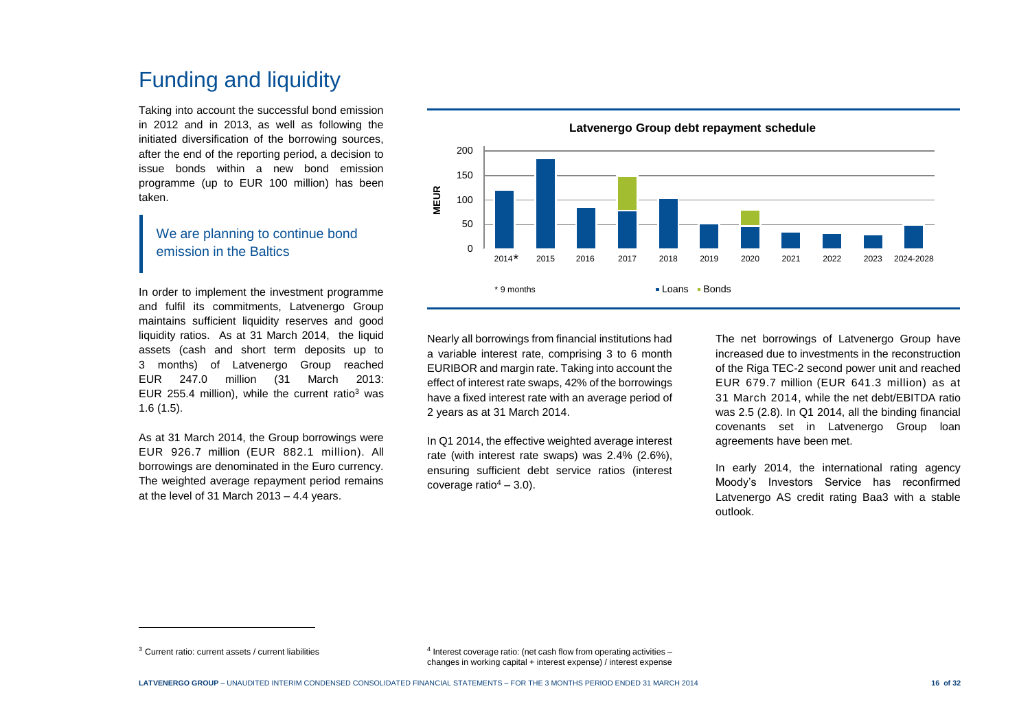# Funding and liquidity

Taking into account the successful bond emission in 2012 and in 2013, as well as following the initiated diversification of the borrowing sources, after the end of the reporting period, a decision to issue bonds within a new bond emission programme (up to EUR 100 million) has been taken.

> We are planning to continue bond emission in the Baltics

In order to implement the investment programme and fulfil its commitments, Latvenergo Group maintains sufficient liquidity reserves and good liquidity ratios. As at 31 March 2014, the liquid assets (cash and short term deposits up to 3 months) of Latvenergo Group reached EUR 247.0 million (31 March 2013: EUR 255.4 million), while the current ratio[3] was 1.6 (1.5).

As at 31 March 2014, the Group borrowings were EUR 926.7 million (EUR 882.1 million). All borrowings are denominated in the Euro currency. The weighted average repayment period remains at the level of 31 March 2013 – 4.4 years.

**Latvenergo Group debt repayment schedule**

MEUR

2014*, 2015, 2016, 2017, 2018, 2019, 2020, 2021, 2022, 2023, 2024-2028

\* 9 months

Loans, Bonds

Nearly all borrowings from financial institutions had a variable interest rate, comprising 3 to 6 month EURIBOR and margin rate. Taking into account the effect of interest rate swaps, 42% of the borrowings have a fixed interest rate with an average period of 2 years as at 31 March 2014.

In Q1 2014, the effective weighted average interest rate (with interest rate swaps) was 2.4% (2.6%), ensuring sufficient debt service ratios (interest coverage ratio[4] – 3.0).

The net borrowings of Latvenergo Group have increased due to investments in the reconstruction of the Riga TEC-2 second power unit and reached EUR 679.7 million (EUR 641.3 million) as at 31 March 2014, while the net debt/EBITDA ratio was 2.5 (2.8). In Q1 2014, all the binding financial covenants set in Latvenergo Group loan agreements have been met.

In early 2014, the international rating agency Moody's Investors Service has reconfirmed Latvenergo AS credit rating Baa3 with a stable outlook.

---

[3] Current ratio: current assets / current liabilities

[4] Interest coverage ratio: (net cash flow from operating activities – changes in working capital + interest expense) / interest expense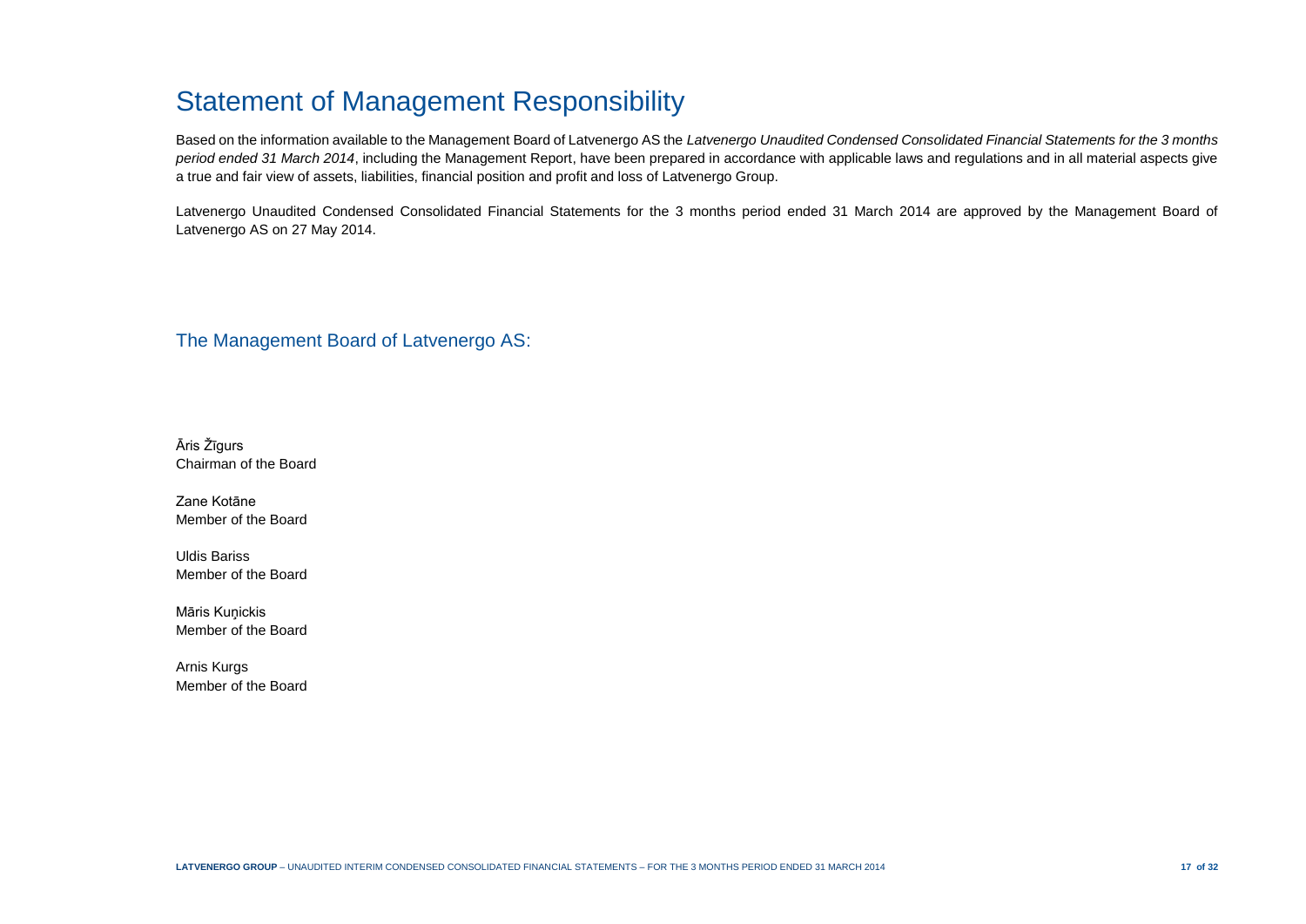# Statement of Management Responsibility

Based on the information available to the Management Board of Latvenergo AS the *Latvenergo Unaudited Condensed Consolidated Financial Statements for the 3 months period ended 31 March 2014*, including the Management Report, have been prepared in accordance with applicable laws and regulations and in all material aspects give a true and fair view of assets, liabilities, financial position and profit and loss of Latvenergo Group.

Latvenergo Unaudited Condensed Consolidated Financial Statements for the 3 months period ended 31 March 2014 are approved by the Management Board of Latvenergo AS on 27 May 2014.

## The Management Board of Latvenergo AS:

Āris Žīgurs
Chairman of the Board

Zane Kotāne
Member of the Board

Uldis Bariss
Member of the Board

Māris Kuņickis
Member of the Board

Arnis Kurgs
Member of the Board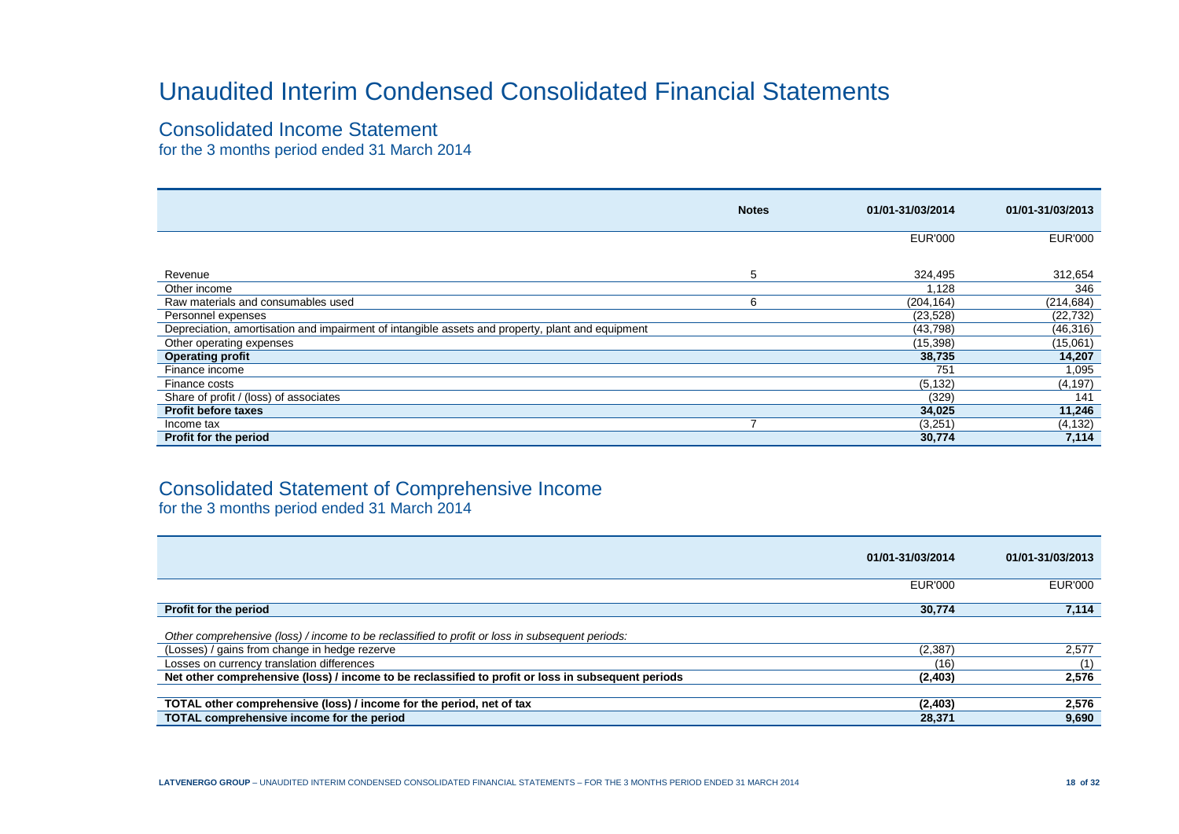# Unaudited Interim Condensed Consolidated Financial Statements

## Consolidated Income Statement

for the 3 months period ended 31 March 2014

| | Notes | 01/01-31/03/2014 | 01/01-31/03/2013 |
|---|---|---|---|
| | | EUR'000 | EUR'000 |
| Revenue | 5 | 324,495 | 312,654 |
| Other income | | 1,128 | 346 |
| Raw materials and consumables used | 6 | (204,164) | (214,684) |
| Personnel expenses | | (23,528) | (22,732) |
| Depreciation, amortisation and impairment of intangible assets and property, plant and equipment | | (43,798) | (46,316) |
| Other operating expenses | | (15,398) | (15,061) |
| **Operating profit** | | **38,735** | **14,207** |
| Finance income | | 751 | 1,095 |
| Finance costs | | (5,132) | (4,197) |
| Share of profit / (loss) of associates | | (329) | 141 |
| **Profit before taxes** | | **34,025** | **11,246** |
| Income tax | 7 | (3,251) | (4,132) |
| **Profit for the period** | | **30,774** | **7,114** |

## Consolidated Statement of Comprehensive Income

for the 3 months period ended 31 March 2014

| | 01/01-31/03/2014 | 01/01-31/03/2013 |
|---|---|---|
| | EUR'000 | EUR'000 |
| **Profit for the period** | **30,774** | **7,114** |
| *Other comprehensive (loss) / income to be reclassified to profit or loss in subsequent periods:* | | |
| (Losses) / gains from change in hedge rezerve | (2,387) | 2,577 |
| Losses on currency translation differences | (16) | (1) |
| **Net other comprehensive (loss) / income to be reclassified to profit or loss in subsequent periods** | **(2,403)** | **2,576** |
| **TOTAL other comprehensive (loss) / income for the period, net of tax** | **(2,403)** | **2,576** |
| **TOTAL comprehensive income for the period** | **28,371** | **9,690** |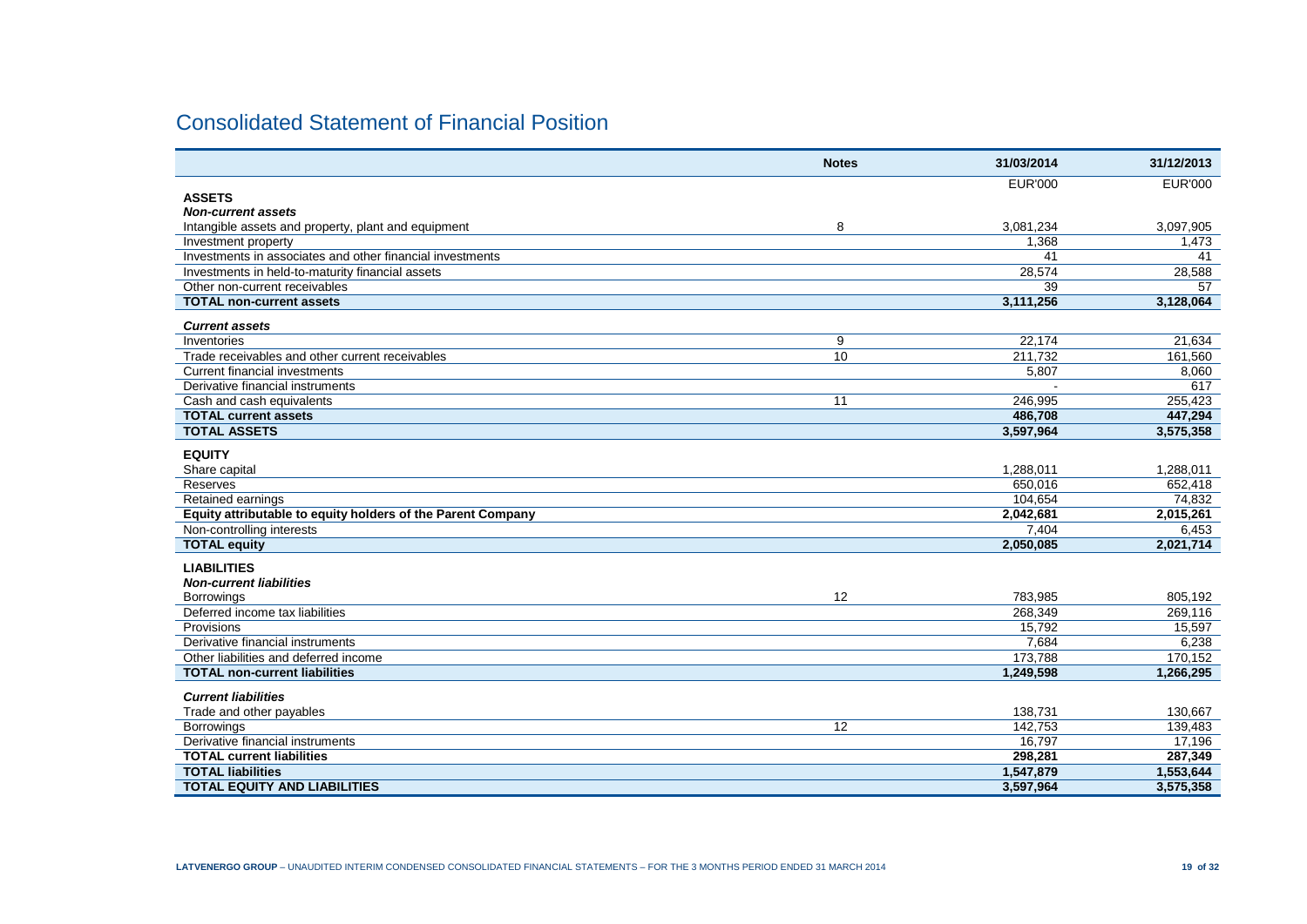## Consolidated Statement of Financial Position

| | Notes | 31/03/2014 | 31/12/2013 |
|---|---|---|---|
| | | EUR'000 | EUR'000 |
| **ASSETS** | | | |
| ***Non-current assets*** | | | |
| Intangible assets and property, plant and equipment | 8 | 3,081,234 | 3,097,905 |
| Investment property | | 1,368 | 1,473 |
| Investments in associates and other financial investments | | 41 | 41 |
| Investments in held-to-maturity financial assets | | 28,574 | 28,588 |
| Other non-current receivables | | 39 | 57 |
| **TOTAL non-current assets** | | **3,111,256** | **3,128,064** |
| ***Current assets*** | | | |
| Inventories | 9 | 22,174 | 21,634 |
| Trade receivables and other current receivables | 10 | 211,732 | 161,560 |
| Current financial investments | | 5,807 | 8,060 |
| Derivative financial instruments | | - | 617 |
| Cash and cash equivalents | 11 | 246,995 | 255,423 |
| **TOTAL current assets** | | **486,708** | **447,294** |
| **TOTAL ASSETS** | | **3,597,964** | **3,575,358** |
| **EQUITY** | | | |
| Share capital | | 1,288,011 | 1,288,011 |
| Reserves | | 650,016 | 652,418 |
| Retained earnings | | 104,654 | 74,832 |
| **Equity attributable to equity holders of the Parent Company** | | **2,042,681** | **2,015,261** |
| Non-controlling interests | | 7,404 | 6,453 |
| **TOTAL equity** | | **2,050,085** | **2,021,714** |
| **LIABILITIES** | | | |
| ***Non-current liabilities*** | | | |
| Borrowings | 12 | 783,985 | 805,192 |
| Deferred income tax liabilities | | 268,349 | 269,116 |
| Provisions | | 15,792 | 15,597 |
| Derivative financial instruments | | 7,684 | 6,238 |
| Other liabilities and deferred income | | 173,788 | 170,152 |
| **TOTAL non-current liabilities** | | **1,249,598** | **1,266,295** |
| ***Current liabilities*** | | | |
| Trade and other payables | | 138,731 | 130,667 |
| Borrowings | 12 | 142,753 | 139,483 |
| Derivative financial instruments | | 16,797 | 17,196 |
| **TOTAL current liabilities** | | **298,281** | **287,349** |
| **TOTAL liabilities** | | **1,547,879** | **1,553,644** |
| **TOTAL EQUITY AND LIABILITIES** | | **3,597,964** | **3,575,358** |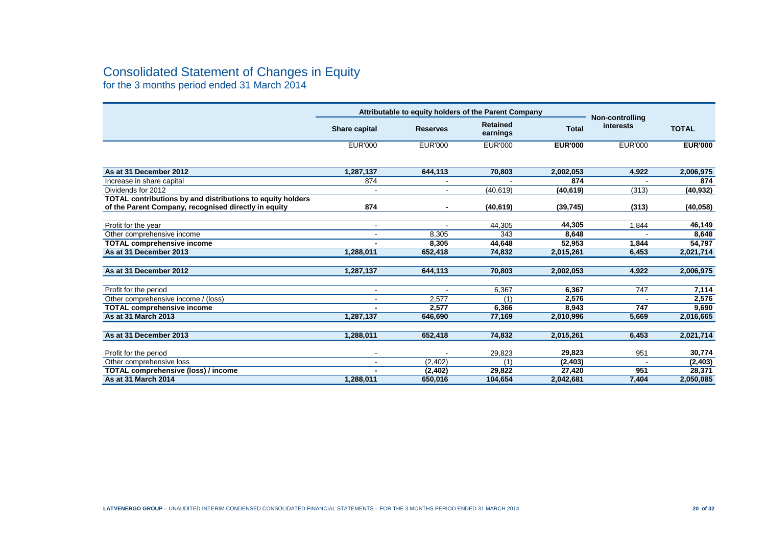# Consolidated Statement of Changes in Equity

for the 3 months period ended 31 March 2014

| | Attributable to equity holders of the Parent Company | | | | Non-controlling interests | TOTAL |
|---|---|---|---|---|---|---|
| | Share capital | Reserves | Retained earnings | Total | | |
| | EUR'000 | EUR'000 | EUR'000 | **EUR'000** | EUR'000 | **EUR'000** |
| **As at 31 December 2012** | **1,287,137** | **644,113** | **70,803** | **2,002,053** | **4,922** | **2,006,975** |
| Increase in share capital | 874 | - | - | **874** | - | **874** |
| Dividends for 2012 | - | - | (40,619) | **(40,619)** | (313) | **(40,932)** |
| **TOTAL contributions by and distributions to equity holders of the Parent Company, recognised directly in equity** | **874** | **-** | **(40,619)** | **(39,745)** | **(313)** | **(40,058)** |
| Profit for the year | - | - | 44,305 | **44,305** | 1,844 | **46,149** |
| Other comprehensive income | - | 8,305 | 343 | **8,648** | - | **8,648** |
| **TOTAL comprehensive income** | **-** | **8,305** | **44,648** | **52,953** | **1,844** | **54,797** |
| **As at 31 December 2013** | **1,288,011** | **652,418** | **74,832** | **2,015,261** | **6,453** | **2,021,714** |
| **As at 31 December 2012** | **1,287,137** | **644,113** | **70,803** | **2,002,053** | **4,922** | **2,006,975** |
| Profit for the period | - | - | 6,367 | **6,367** | 747 | **7,114** |
| Other comprehensive income / (loss) | - | 2,577 | (1) | **2,576** | - | **2,576** |
| **TOTAL comprehensive income** | **-** | **2,577** | **6,366** | **8,943** | **747** | **9,690** |
| **As at 31 March 2013** | **1,287,137** | **646,690** | **77,169** | **2,010,996** | **5,669** | **2,016,665** |
| **As at 31 December 2013** | **1,288,011** | **652,418** | **74,832** | **2,015,261** | **6,453** | **2,021,714** |
| Profit for the period | - | - | 29,823 | **29,823** | 951 | **30,774** |
| Other comprehensive loss | - | (2,402) | (1) | **(2,403)** | - | **(2,403)** |
| **TOTAL comprehensive (loss) / income** | **-** | **(2,402)** | **29,822** | **27,420** | **951** | **28,371** |
| **As at 31 March 2014** | **1,288,011** | **650,016** | **104,654** | **2,042,681** | **7,404** | **2,050,085** |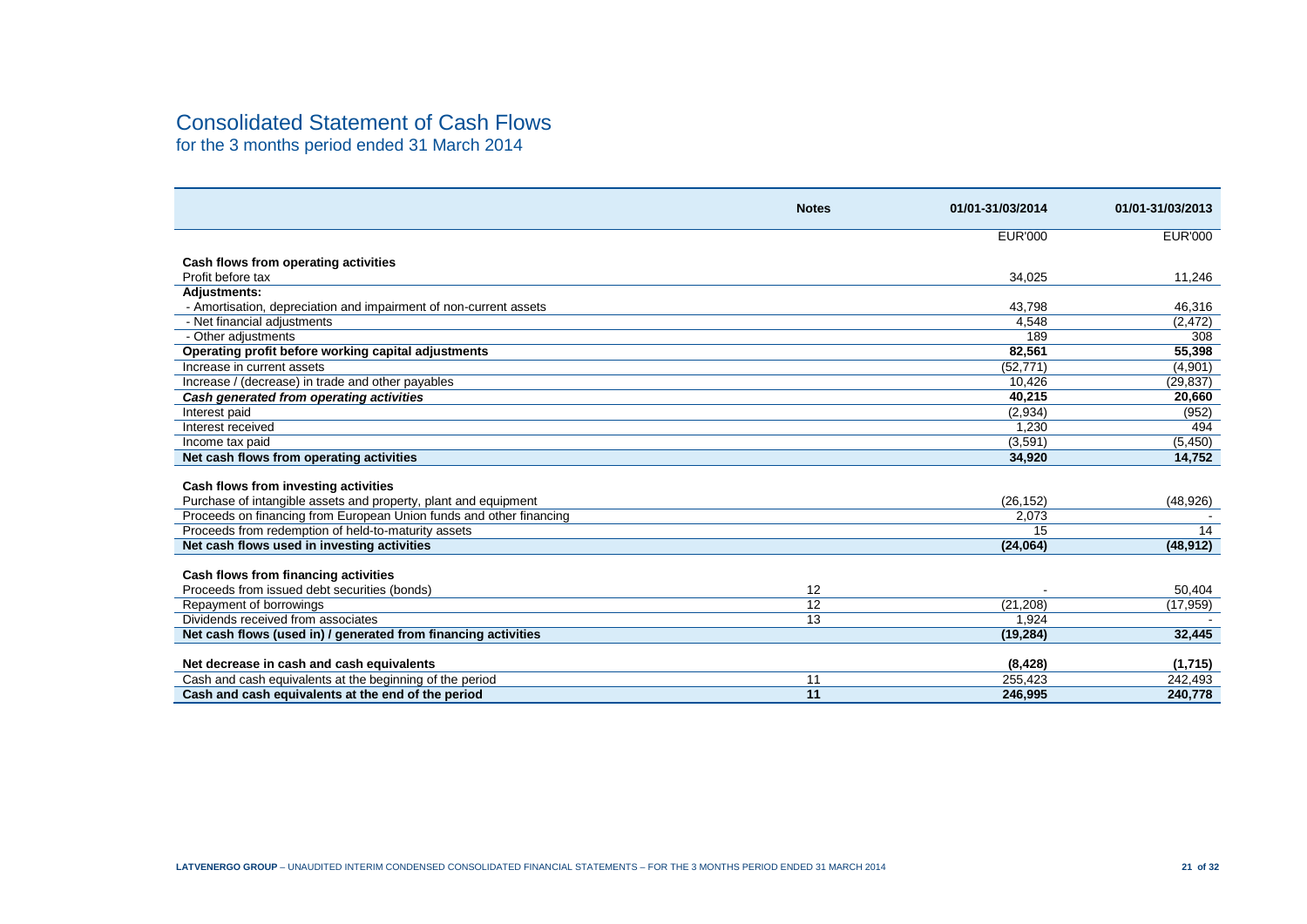# Consolidated Statement of Cash Flows

for the 3 months period ended 31 March 2014

| | Notes | 01/01-31/03/2014 | 01/01-31/03/2013 |
|---|---|---|---|
| | | EUR'000 | EUR'000 |
| **Cash flows from operating activities** | | | |
| Profit before tax | | 34,025 | 11,246 |
| **Adjustments:** | | | |
| - Amortisation, depreciation and impairment of non-current assets | | 43,798 | 46,316 |
| - Net financial adjustments | | 4,548 | (2,472) |
| - Other adjustments | | 189 | 308 |
| **Operating profit before working capital adjustments** | | **82,561** | **55,398** |
| Increase in current assets | | (52,771) | (4,901) |
| Increase / (decrease) in trade and other payables | | 10,426 | (29,837) |
| ***Cash generated from operating activities*** | | **40,215** | **20,660** |
| Interest paid | | (2,934) | (952) |
| Interest received | | 1,230 | 494 |
| Income tax paid | | (3,591) | (5,450) |
| **Net cash flows from operating activities** | | **34,920** | **14,752** |
| **Cash flows from investing activities** | | | |
| Purchase of intangible assets and property, plant and equipment | | (26,152) | (48,926) |
| Proceeds on financing from European Union funds and other financing | | 2,073 | - |
| Proceeds from redemption of held-to-maturity assets | | 15 | 14 |
| **Net cash flows used in investing activities** | | **(24,064)** | **(48,912)** |
| **Cash flows from financing activities** | | | |
| Proceeds from issued debt securities (bonds) | 12 | - | 50,404 |
| Repayment of borrowings | 12 | (21,208) | (17,959) |
| Dividends received from associates | 13 | 1,924 | - |
| **Net cash flows (used in) / generated from financing activities** | | **(19,284)** | **32,445** |
| **Net decrease in cash and cash equivalents** | | **(8,428)** | **(1,715)** |
| Cash and cash equivalents at the beginning of the period | 11 | 255,423 | 242,493 |
| **Cash and cash equivalents at the end of the period** | **11** | **246,995** | **240,778** |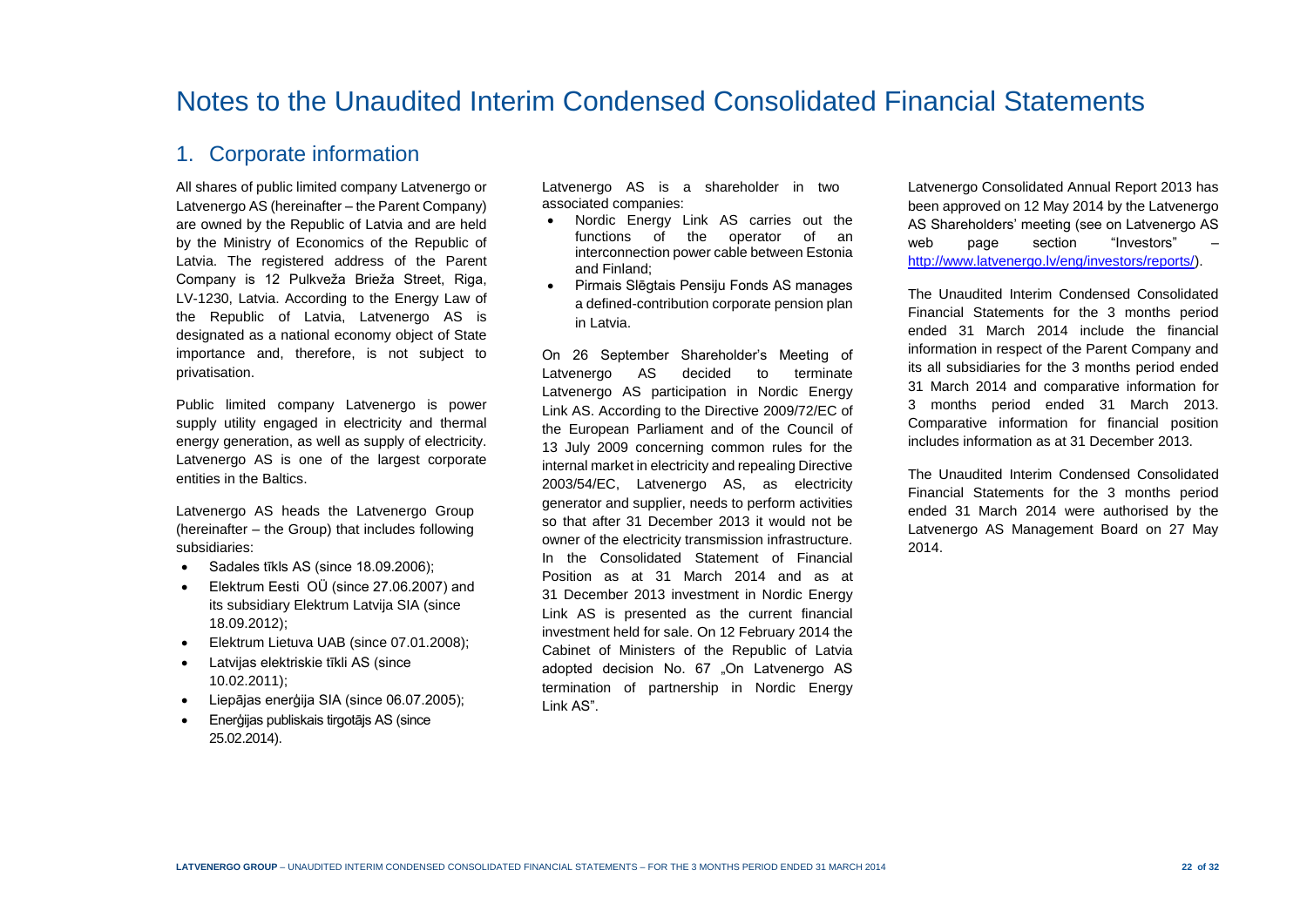# Notes to the Unaudited Interim Condensed Consolidated Financial Statements

## 1. Corporate information

All shares of public limited company Latvenergo or Latvenergo AS (hereinafter – the Parent Company) are owned by the Republic of Latvia and are held by the Ministry of Economics of the Republic of Latvia. The registered address of the Parent Company is 12 Pulkveža Brieža Street, Riga, LV-1230, Latvia. According to the Energy Law of the Republic of Latvia, Latvenergo AS is designated as a national economy object of State importance and, therefore, is not subject to privatisation.

Public limited company Latvenergo is power supply utility engaged in electricity and thermal energy generation, as well as supply of electricity. Latvenergo AS is one of the largest corporate entities in the Baltics.

Latvenergo AS heads the Latvenergo Group (hereinafter – the Group) that includes following subsidiaries:

- Sadales tīkls AS (since 18.09.2006);
- Elektrum Eesti OÜ (since 27.06.2007) and its subsidiary Elektrum Latvija SIA (since 18.09.2012);
- Elektrum Lietuva UAB (since 07.01.2008);
- Latvijas elektriskie tīkli AS (since 10.02.2011);
- Liepājas enerģija SIA (since 06.07.2005);
- Enerģijas publiskais tirgotājs AS (since 25.02.2014).

Latvenergo AS is a shareholder in two associated companies:

- Nordic Energy Link AS carries out the functions of the operator of an interconnection power cable between Estonia and Finland;
- Pirmais Slēgtais Pensiju Fonds AS manages a defined-contribution corporate pension plan in Latvia.

On 26 September Shareholder's Meeting of Latvenergo AS decided to terminate Latvenergo AS participation in Nordic Energy Link AS. According to the Directive 2009/72/EC of the European Parliament and of the Council of 13 July 2009 concerning common rules for the internal market in electricity and repealing Directive 2003/54/EC, Latvenergo AS, as electricity generator and supplier, needs to perform activities so that after 31 December 2013 it would not be owner of the electricity transmission infrastructure. In the Consolidated Statement of Financial Position as at 31 March 2014 and as at 31 December 2013 investment in Nordic Energy Link AS is presented as the current financial investment held for sale. On 12 February 2014 the Cabinet of Ministers of the Republic of Latvia adopted decision No. 67 „On Latvenergo AS termination of partnership in Nordic Energy Link AS".

Latvenergo Consolidated Annual Report 2013 has been approved on 12 May 2014 by the Latvenergo AS Shareholders' meeting (see on Latvenergo AS web page section "Investors" – http://www.latvenergo.lv/eng/investors/reports/).

The Unaudited Interim Condensed Consolidated Financial Statements for the 3 months period ended 31 March 2014 include the financial information in respect of the Parent Company and its all subsidiaries for the 3 months period ended 31 March 2014 and comparative information for 3 months period ended 31 March 2013. Comparative information for financial position includes information as at 31 December 2013.

The Unaudited Interim Condensed Consolidated Financial Statements for the 3 months period ended 31 March 2014 were authorised by the Latvenergo AS Management Board on 27 May 2014.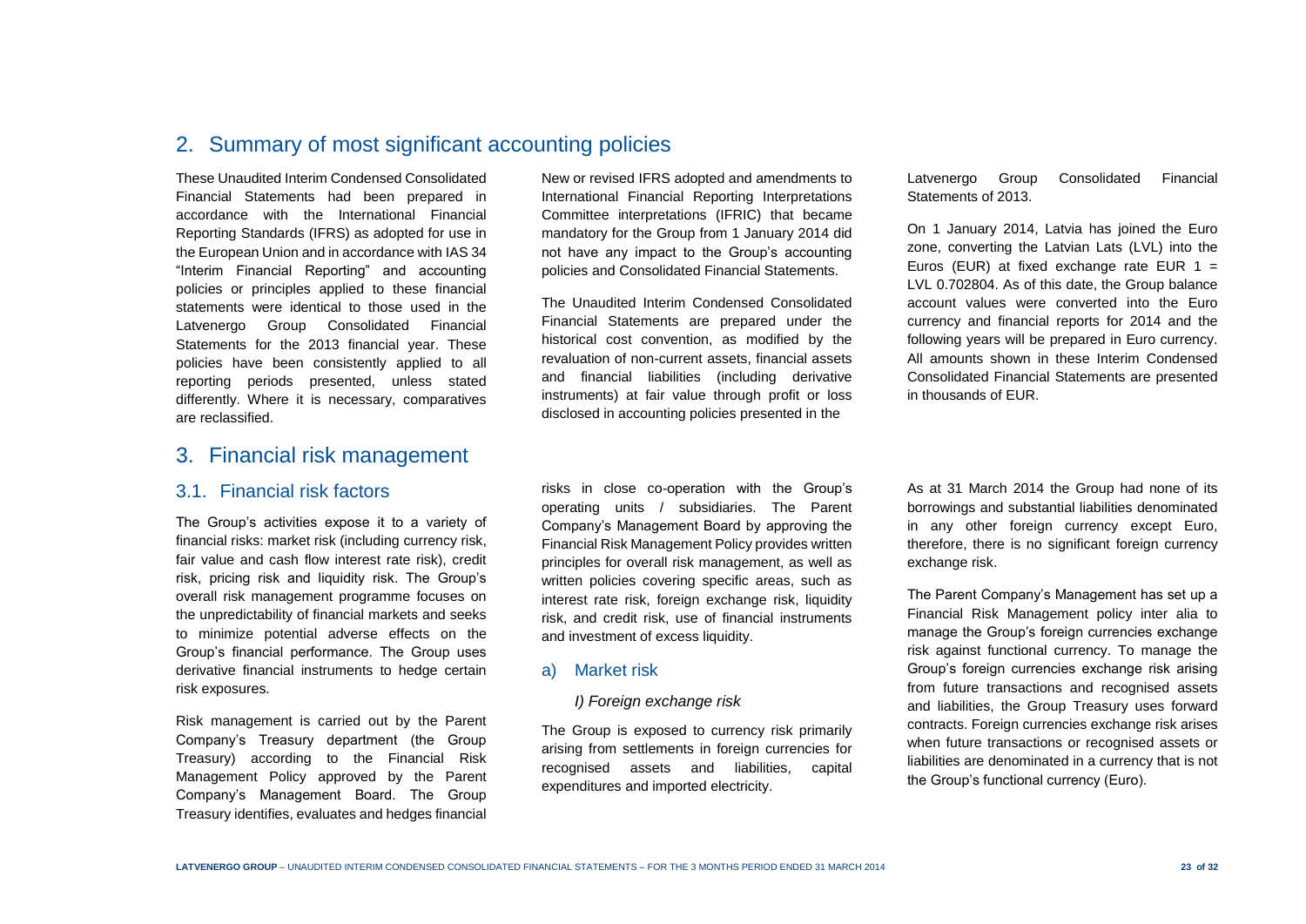## 2. Summary of most significant accounting policies

These Unaudited Interim Condensed Consolidated Financial Statements had been prepared in accordance with the International Financial Reporting Standards (IFRS) as adopted for use in the European Union and in accordance with IAS 34 "Interim Financial Reporting" and accounting policies or principles applied to these financial statements were identical to those used in the Latvenergo Group Consolidated Financial Statements for the 2013 financial year. These policies have been consistently applied to all reporting periods presented, unless stated differently. Where it is necessary, comparatives are reclassified.

New or revised IFRS adopted and amendments to International Financial Reporting Interpretations Committee interpretations (IFRIC) that became mandatory for the Group from 1 January 2014 did not have any impact to the Group's accounting policies and Consolidated Financial Statements.

The Unaudited Interim Condensed Consolidated Financial Statements are prepared under the historical cost convention, as modified by the revaluation of non-current assets, financial assets and financial liabilities (including derivative instruments) at fair value through profit or loss disclosed in accounting policies presented in the Latvenergo Group Consolidated Financial Statements of 2013.

On 1 January 2014, Latvia has joined the Euro zone, converting the Latvian Lats (LVL) into the Euros (EUR) at fixed exchange rate EUR 1 = LVL 0.702804. As of this date, the Group balance account values were converted into the Euro currency and financial reports for 2014 and the following years will be prepared in Euro currency. All amounts shown in these Interim Condensed Consolidated Financial Statements are presented in thousands of EUR.

## 3. Financial risk management

### 3.1. Financial risk factors

The Group's activities expose it to a variety of financial risks: market risk (including currency risk, fair value and cash flow interest rate risk), credit risk, pricing risk and liquidity risk. The Group's overall risk management programme focuses on the unpredictability of financial markets and seeks to minimize potential adverse effects on the Group's financial performance. The Group uses derivative financial instruments to hedge certain risk exposures.

Risk management is carried out by the Parent Company's Treasury department (the Group Treasury) according to the Financial Risk Management Policy approved by the Parent Company's Management Board. The Group Treasury identifies, evaluates and hedges financial risks in close co-operation with the Group's operating units / subsidiaries. The Parent Company's Management Board by approving the Financial Risk Management Policy provides written principles for overall risk management, as well as written policies covering specific areas, such as interest rate risk, foreign exchange risk, liquidity risk, and credit risk, use of financial instruments and investment of excess liquidity.

#### a) Market risk

*I) Foreign exchange risk*

The Group is exposed to currency risk primarily arising from settlements in foreign currencies for recognised assets and liabilities, capital expenditures and imported electricity.

As at 31 March 2014 the Group had none of its borrowings and substantial liabilities denominated in any other foreign currency except Euro, therefore, there is no significant foreign currency exchange risk.

The Parent Company's Management has set up a Financial Risk Management policy inter alia to manage the Group's foreign currencies exchange risk against functional currency. To manage the Group's foreign currencies exchange risk arising from future transactions and recognised assets and liabilities, the Group Treasury uses forward contracts. Foreign currencies exchange risk arises when future transactions or recognised assets or liabilities are denominated in a currency that is not the Group's functional currency (Euro).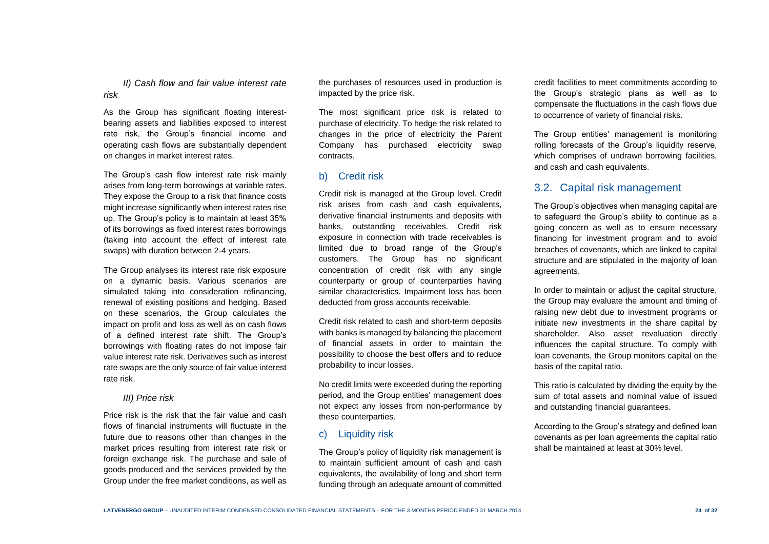*II) Cash flow and fair value interest rate risk*

As the Group has significant floating interest-bearing assets and liabilities exposed to interest rate risk, the Group's financial income and operating cash flows are substantially dependent on changes in market interest rates.

The Group's cash flow interest rate risk mainly arises from long-term borrowings at variable rates. They expose the Group to a risk that finance costs might increase significantly when interest rates rise up. The Group's policy is to maintain at least 35% of its borrowings as fixed interest rates borrowings (taking into account the effect of interest rate swaps) with duration between 2-4 years.

The Group analyses its interest rate risk exposure on a dynamic basis. Various scenarios are simulated taking into consideration refinancing, renewal of existing positions and hedging. Based on these scenarios, the Group calculates the impact on profit and loss as well as on cash flows of a defined interest rate shift. The Group's borrowings with floating rates do not impose fair value interest rate risk. Derivatives such as interest rate swaps are the only source of fair value interest rate risk.

*III) Price risk*

Price risk is the risk that the fair value and cash flows of financial instruments will fluctuate in the future due to reasons other than changes in the market prices resulting from interest rate risk or foreign exchange risk. The purchase and sale of goods produced and the services provided by the Group under the free market conditions, as well as the purchases of resources used in production is impacted by the price risk.

The most significant price risk is related to purchase of electricity. To hedge the risk related to changes in the price of electricity the Parent Company has purchased electricity swap contracts.

## b) Credit risk

Credit risk is managed at the Group level. Credit risk arises from cash and cash equivalents, derivative financial instruments and deposits with banks, outstanding receivables. Credit risk exposure in connection with trade receivables is limited due to broad range of the Group's customers. The Group has no significant concentration of credit risk with any single counterparty or group of counterparties having similar characteristics. Impairment loss has been deducted from gross accounts receivable.

Credit risk related to cash and short-term deposits with banks is managed by balancing the placement of financial assets in order to maintain the possibility to choose the best offers and to reduce probability to incur losses.

No credit limits were exceeded during the reporting period, and the Group entities' management does not expect any losses from non-performance by these counterparties.

## c) Liquidity risk

The Group's policy of liquidity risk management is to maintain sufficient amount of cash and cash equivalents, the availability of long and short term funding through an adequate amount of committed credit facilities to meet commitments according to the Group's strategic plans as well as to compensate the fluctuations in the cash flows due to occurrence of variety of financial risks.

The Group entities' management is monitoring rolling forecasts of the Group's liquidity reserve, which comprises of undrawn borrowing facilities, and cash and cash equivalents.

## 3.2. Capital risk management

The Group's objectives when managing capital are to safeguard the Group's ability to continue as a going concern as well as to ensure necessary financing for investment program and to avoid breaches of covenants, which are linked to capital structure and are stipulated in the majority of loan agreements.

In order to maintain or adjust the capital structure, the Group may evaluate the amount and timing of raising new debt due to investment programs or initiate new investments in the share capital by shareholder. Also asset revaluation directly influences the capital structure. To comply with loan covenants, the Group monitors capital on the basis of the capital ratio.

This ratio is calculated by dividing the equity by the sum of total assets and nominal value of issued and outstanding financial guarantees.

According to the Group's strategy and defined loan covenants as per loan agreements the capital ratio shall be maintained at least at 30% level.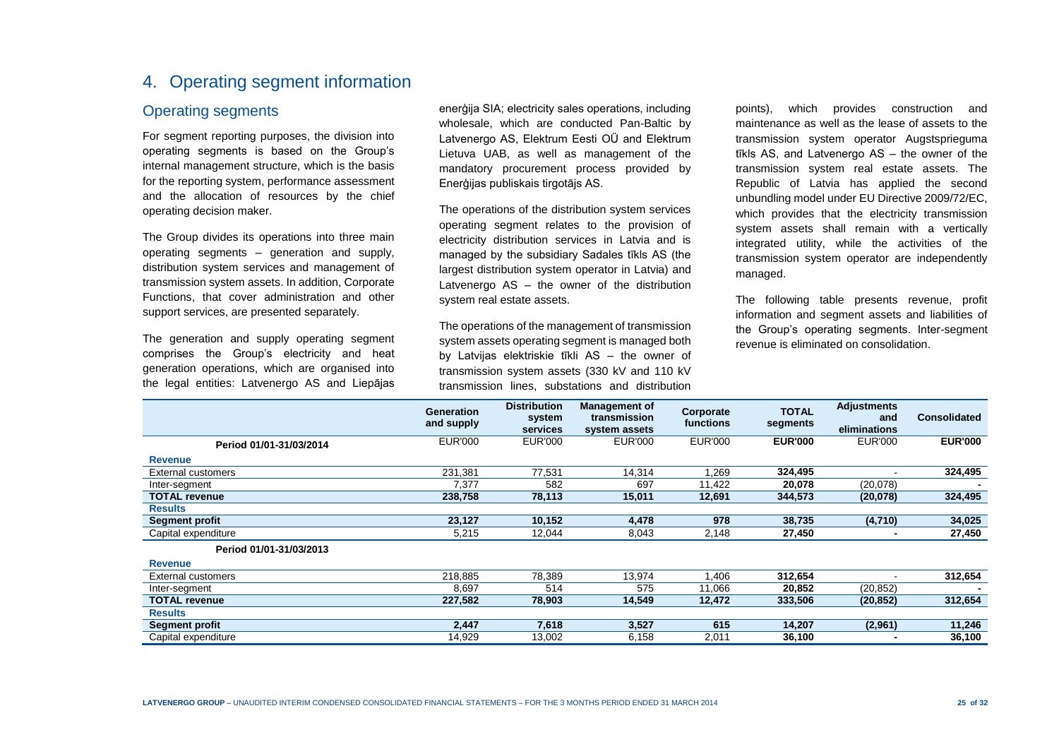# 4. Operating segment information

## Operating segments

For segment reporting purposes, the division into operating segments is based on the Group's internal management structure, which is the basis for the reporting system, performance assessment and the allocation of resources by the chief operating decision maker.

The Group divides its operations into three main operating segments – generation and supply, distribution system services and management of transmission system assets. In addition, Corporate Functions, that cover administration and other support services, are presented separately.

The generation and supply operating segment comprises the Group's electricity and heat generation operations, which are organised into the legal entities: Latvenergo AS and Liepājas enerģija SIA; electricity sales operations, including wholesale, which are conducted Pan-Baltic by Latvenergo AS, Elektrum Eesti OÜ and Elektrum Lietuva UAB, as well as management of the mandatory procurement process provided by Enerģijas publiskais tirgotājs AS.

The operations of the distribution system services operating segment relates to the provision of electricity distribution services in Latvia and is managed by the subsidiary Sadales tīkls AS (the largest distribution system operator in Latvia) and Latvenergo AS – the owner of the distribution system real estate assets.

The operations of the management of transmission system assets operating segment is managed both by Latvijas elektriskie tīkli AS – the owner of transmission system assets (330 kV and 110 kV transmission lines, substations and distribution points), which provides construction and maintenance as well as the lease of assets to the transmission system operator Augstsprieguma tīkls AS, and Latvenergo AS – the owner of the transmission system real estate assets. The Republic of Latvia has applied the second unbundling model under EU Directive 2009/72/EC, which provides that the electricity transmission system assets shall remain with a vertically integrated utility, while the activities of the transmission system operator are independently managed.

The following table presents revenue, profit information and segment assets and liabilities of the Group's operating segments. Inter-segment revenue is eliminated on consolidation.

| | Generation and supply | Distribution system services | Management of transmission system assets | Corporate functions | TOTAL segments | Adjustments and eliminations | Consolidated |
|---|---|---|---|---|---|---|---|
| **Period 01/01-31/03/2014** | EUR'000 | EUR'000 | EUR'000 | EUR'000 | **EUR'000** | EUR'000 | **EUR'000** |
| **Revenue** | | | | | | | |
| External customers | 231,381 | 77,531 | 14,314 | 1,269 | **324,495** | - | **324,495** |
| Inter-segment | 7,377 | 582 | 697 | 11,422 | **20,078** | (20,078) | **-** |
| **TOTAL revenue** | **238,758** | **78,113** | **15,011** | **12,691** | **344,573** | **(20,078)** | **324,495** |
| **Results** | | | | | | | |
| **Segment profit** | **23,127** | **10,152** | **4,478** | **978** | **38,735** | **(4,710)** | **34,025** |
| Capital expenditure | 5,215 | 12,044 | 8,043 | 2,148 | **27,450** | **-** | **27,450** |
| **Period 01/01-31/03/2013** | | | | | | | |
| **Revenue** | | | | | | | |
| External customers | 218,885 | 78,389 | 13,974 | 1,406 | **312,654** | - | **312,654** |
| Inter-segment | 8,697 | 514 | 575 | 11,066 | **20,852** | (20,852) | **-** |
| **TOTAL revenue** | **227,582** | **78,903** | **14,549** | **12,472** | **333,506** | **(20,852)** | **312,654** |
| **Results** | | | | | | | |
| **Segment profit** | **2,447** | **7,618** | **3,527** | **615** | **14,207** | **(2,961)** | **11,246** |
| Capital expenditure | 14,929 | 13,002 | 6,158 | 2,011 | **36,100** | **-** | **36,100** |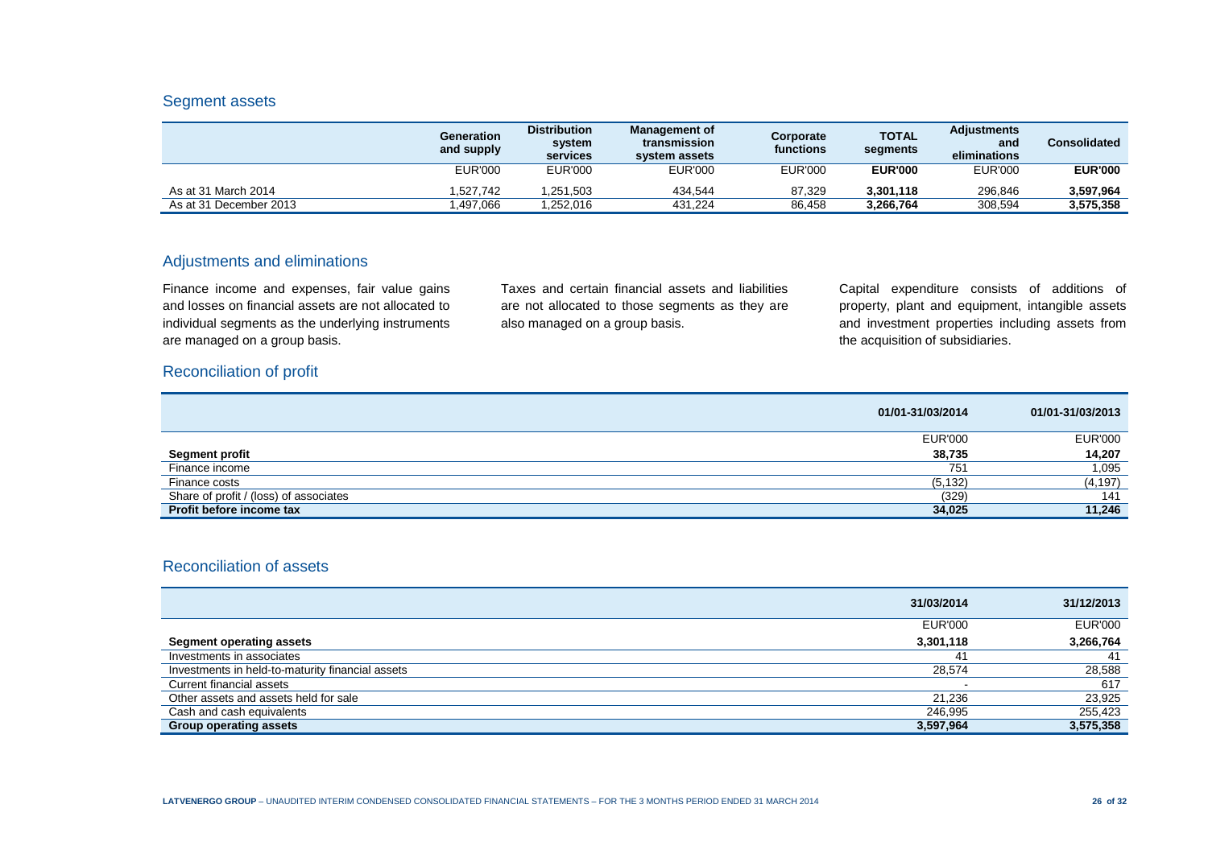## Segment assets

| | Generation and supply | Distribution system services | Management of transmission system assets | Corporate functions | TOTAL segments | Adjustments and eliminations | Consolidated |
|---|---|---|---|---|---|---|---|
| | EUR'000 | EUR'000 | EUR'000 | EUR'000 | **EUR'000** | EUR'000 | **EUR'000** |
| As at 31 March 2014 | 1,527,742 | 1,251,503 | 434,544 | 87,329 | **3,301,118** | 296,846 | **3,597,964** |
| As at 31 December 2013 | 1,497,066 | 1,252,016 | 431,224 | 86,458 | **3,266,764** | 308,594 | **3,575,358** |

## Adjustments and eliminations

Finance income and expenses, fair value gains and losses on financial assets are not allocated to individual segments as the underlying instruments are managed on a group basis.

Taxes and certain financial assets and liabilities are not allocated to those segments as they are also managed on a group basis.

Capital expenditure consists of additions of property, plant and equipment, intangible assets and investment properties including assets from the acquisition of subsidiaries.

## Reconciliation of profit

| | 01/01-31/03/2014 | 01/01-31/03/2013 |
|---|---|---|
| | EUR'000 | EUR'000 |
| **Segment profit** | **38,735** | **14,207** |
| Finance income | 751 | 1,095 |
| Finance costs | (5,132) | (4,197) |
| Share of profit / (loss) of associates | (329) | 141 |
| **Profit before income tax** | **34,025** | **11,246** |

## Reconciliation of assets

| | 31/03/2014 | 31/12/2013 |
|---|---|---|
| | EUR'000 | EUR'000 |
| **Segment operating assets** | **3,301,118** | **3,266,764** |
| Investments in associates | 41 | 41 |
| Investments in held-to-maturity financial assets | 28,574 | 28,588 |
| Current financial assets | - | 617 |
| Other assets and assets held for sale | 21,236 | 23,925 |
| Cash and cash equivalents | 246,995 | 255,423 |
| **Group operating assets** | **3,597,964** | **3,575,358** |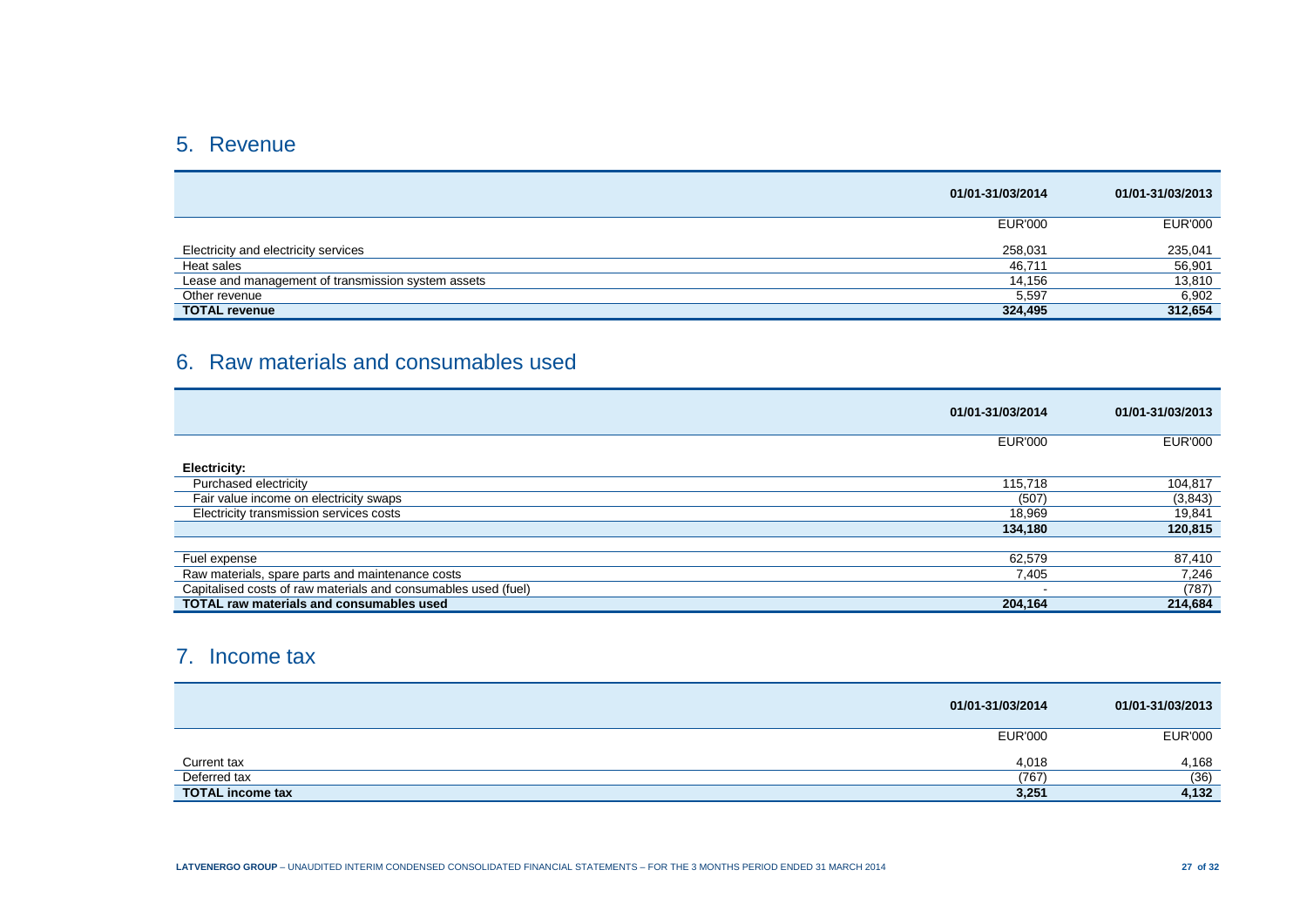## 5. Revenue

| | 01/01-31/03/2014 | 01/01-31/03/2013 |
|---|---|---|
| | EUR'000 | EUR'000 |
| Electricity and electricity services | 258,031 | 235,041 |
| Heat sales | 46,711 | 56,901 |
| Lease and management of transmission system assets | 14,156 | 13,810 |
| Other revenue | 5,597 | 6,902 |
| **TOTAL revenue** | **324,495** | **312,654** |

## 6. Raw materials and consumables used

| | 01/01-31/03/2014 | 01/01-31/03/2013 |
|---|---|---|
| | EUR'000 | EUR'000 |
| **Electricity:** | | |
| Purchased electricity | 115,718 | 104,817 |
| Fair value income on electricity swaps | (507) | (3,843) |
| Electricity transmission services costs | 18,969 | 19,841 |
| | **134,180** | **120,815** |
| Fuel expense | 62,579 | 87,410 |
| Raw materials, spare parts and maintenance costs | 7,405 | 7,246 |
| Capitalised costs of raw materials and consumables used (fuel) | - | (787) |
| **TOTAL raw materials and consumables used** | **204,164** | **214,684** |

## 7. Income tax

| | 01/01-31/03/2014 | 01/01-31/03/2013 |
|---|---|---|
| | EUR'000 | EUR'000 |
| Current tax | 4,018 | 4,168 |
| Deferred tax | (767) | (36) |
| **TOTAL income tax** | **3,251** | **4,132** |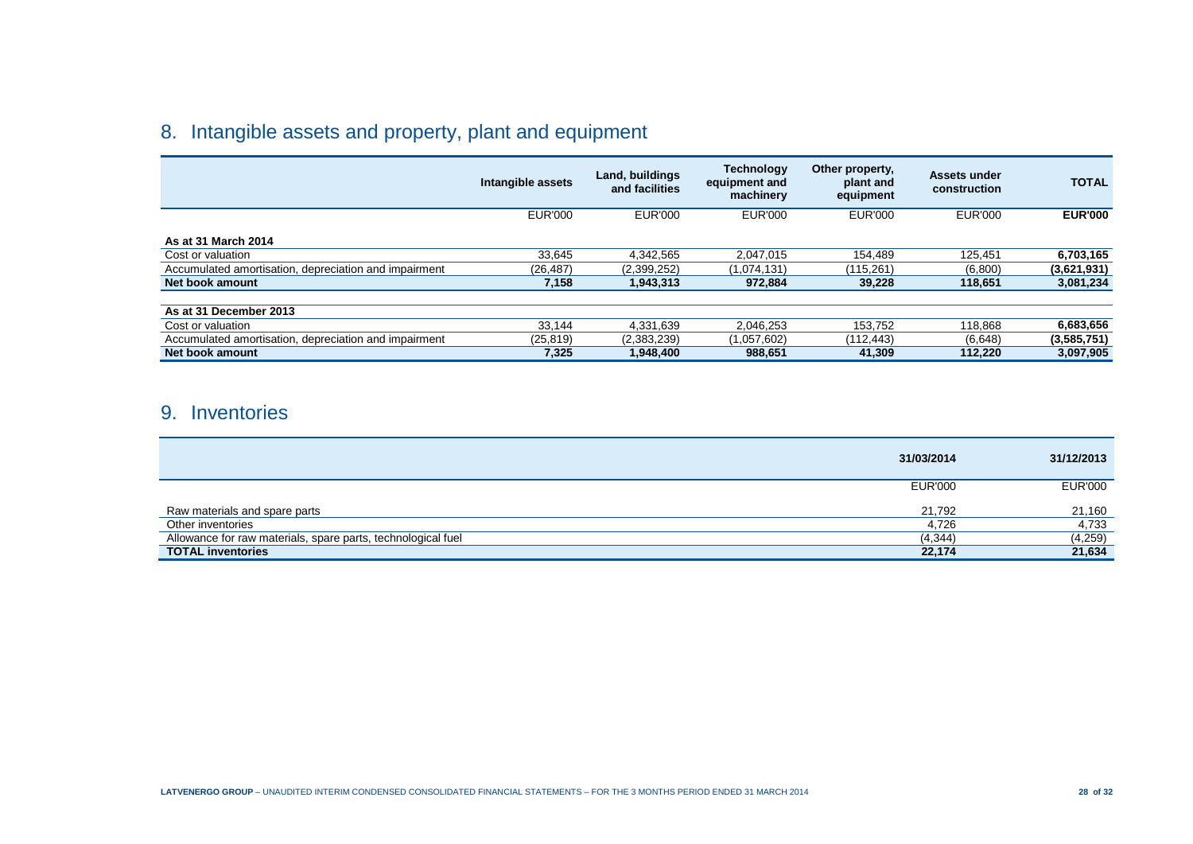## 8. Intangible assets and property, plant and equipment

| | Intangible assets | Land, buildings and facilities | Technology equipment and machinery | Other property, plant and equipment | Assets under construction | **TOTAL** |
|---|---|---|---|---|---|---|
| | EUR'000 | EUR'000 | EUR'000 | EUR'000 | EUR'000 | **EUR'000** |
| **As at 31 March 2014** | | | | | | |
| Cost or valuation | 33,645 | 4,342,565 | 2,047,015 | 154,489 | 125,451 | **6,703,165** |
| Accumulated amortisation, depreciation and impairment | (26,487) | (2,399,252) | (1,074,131) | (115,261) | (6,800) | **(3,621,931)** |
| **Net book amount** | **7,158** | **1,943,313** | **972,884** | **39,228** | **118,651** | **3,081,234** |
| **As at 31 December 2013** | | | | | | |
| Cost or valuation | 33,144 | 4,331,639 | 2,046,253 | 153,752 | 118,868 | **6,683,656** |
| Accumulated amortisation, depreciation and impairment | (25,819) | (2,383,239) | (1,057,602) | (112,443) | (6,648) | **(3,585,751)** |
| **Net book amount** | **7,325** | **1,948,400** | **988,651** | **41,309** | **112,220** | **3,097,905** |

## 9. Inventories

| | 31/03/2014 | 31/12/2013 |
|---|---|---|
| | EUR'000 | EUR'000 |
| Raw materials and spare parts | 21,792 | 21,160 |
| Other inventories | 4,726 | 4,733 |
| Allowance for raw materials, spare parts, technological fuel | (4,344) | (4,259) |
| **TOTAL inventories** | **22,174** | **21,634** |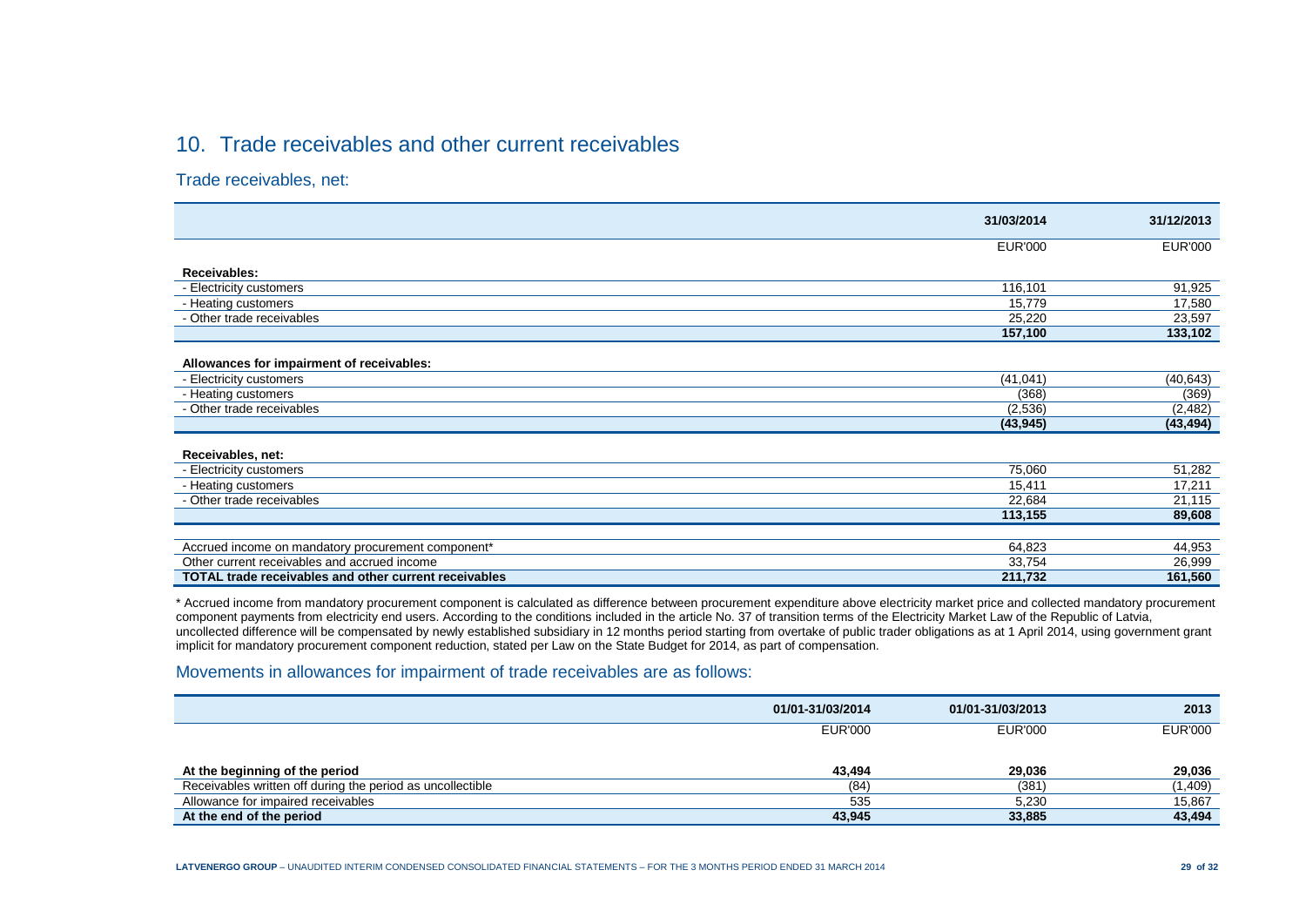# 10. Trade receivables and other current receivables

## Trade receivables, net:

| | 31/03/2014 | 31/12/2013 |
|---|---|---|
| | EUR'000 | EUR'000 |
| **Receivables:** | | |
| - Electricity customers | 116,101 | 91,925 |
| - Heating customers | 15,779 | 17,580 |
| - Other trade receivables | 25,220 | 23,597 |
| | **157,100** | **133,102** |
| **Allowances for impairment of receivables:** | | |
| - Electricity customers | (41,041) | (40,643) |
| - Heating customers | (368) | (369) |
| - Other trade receivables | (2,536) | (2,482) |
| | **(43,945)** | **(43,494)** |
| **Receivables, net:** | | |
| - Electricity customers | 75,060 | 51,282 |
| - Heating customers | 15,411 | 17,211 |
| - Other trade receivables | 22,684 | 21,115 |
| | **113,155** | **89,608** |
| Accrued income on mandatory procurement component* | 64,823 | 44,953 |
| Other current receivables and accrued income | 33,754 | 26,999 |
| **TOTAL trade receivables and other current receivables** | **211,732** | **161,560** |

* Accrued income from mandatory procurement component is calculated as difference between procurement expenditure above electricity market price and collected mandatory procurement component payments from electricity end users. According to the conditions included in the article No. 37 of transition terms of the Electricity Market Law of the Republic of Latvia, uncollected difference will be compensated by newly established subsidiary in 12 months period starting from overtake of public trader obligations as at 1 April 2014, using government grant implicit for mandatory procurement component reduction, stated per Law on the State Budget for 2014, as part of compensation.

## Movements in allowances for impairment of trade receivables are as follows:

| | 01/01-31/03/2014 | 01/01-31/03/2013 | 2013 |
|---|---|---|---|
| | EUR'000 | EUR'000 | EUR'000 |
| **At the beginning of the period** | **43,494** | **29,036** | **29,036** |
| Receivables written off during the period as uncollectible | (84) | (381) | (1,409) |
| Allowance for impaired receivables | 535 | 5,230 | 15,867 |
| **At the end of the period** | **43,945** | **33,885** | **43,494** |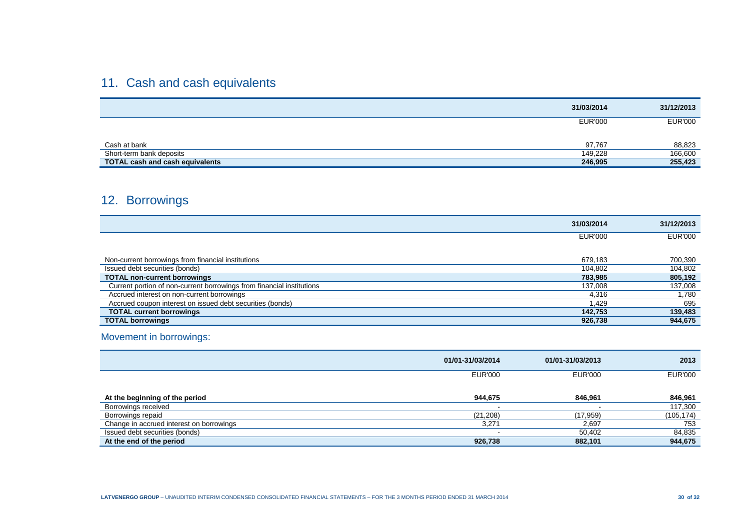## 11. Cash and cash equivalents

| | 31/03/2014 | 31/12/2013 |
|---|---|---|
| | EUR'000 | EUR'000 |
| Cash at bank | 97,767 | 88,823 |
| Short-term bank deposits | 149,228 | 166,600 |
| **TOTAL cash and cash equivalents** | **246,995** | **255,423** |

## 12. Borrowings

| | 31/03/2014 | 31/12/2013 |
|---|---|---|
| | EUR'000 | EUR'000 |
| Non-current borrowings from financial institutions | 679,183 | 700,390 |
| Issued debt securities (bonds) | 104,802 | 104,802 |
| **TOTAL non-current borrowings** | **783,985** | **805,192** |
| Current portion of non-current borrowings from financial institutions | 137,008 | 137,008 |
| Accrued interest on non-current borrowings | 4,316 | 1,780 |
| Accrued coupon interest on issued debt securities (bonds) | 1,429 | 695 |
| **TOTAL current borrowings** | **142,753** | **139,483** |
| **TOTAL borrowings** | **926,738** | **944,675** |

### Movement in borrowings:

| | 01/01-31/03/2014 | 01/01-31/03/2013 | 2013 |
|---|---|---|---|
| | EUR'000 | EUR'000 | EUR'000 |
| **At the beginning of the period** | **944,675** | **846,961** | **846,961** |
| Borrowings received | - | - | 117,300 |
| Borrowings repaid | (21,208) | (17,959) | (105,174) |
| Change in accrued interest on borrowings | 3,271 | 2,697 | 753 |
| Issued debt securities (bonds) | - | 50,402 | 84,835 |
| **At the end of the period** | **926,738** | **882,101** | **944,675** |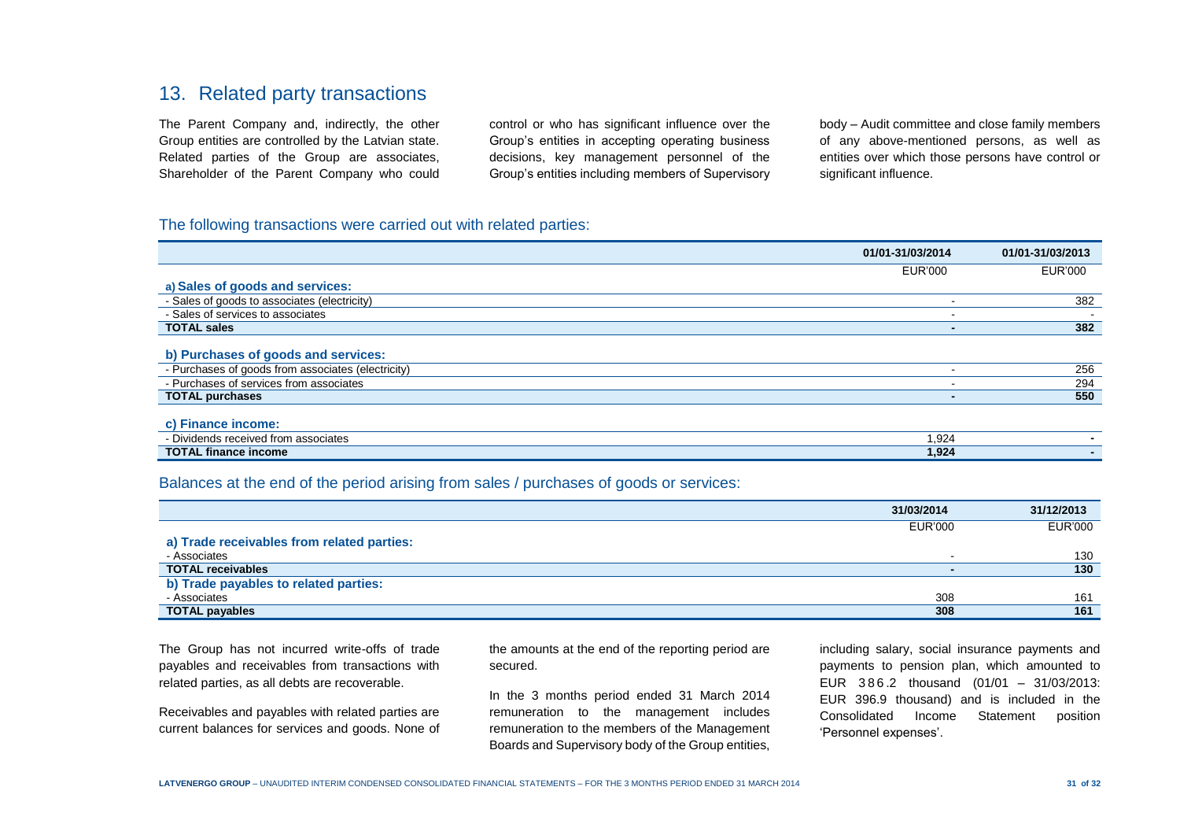## 13. Related party transactions

The Parent Company and, indirectly, the other Group entities are controlled by the Latvian state. Related parties of the Group are associates, Shareholder of the Parent Company who could control or who has significant influence over the Group's entities in accepting operating business decisions, key management personnel of the Group's entities including members of Supervisory body – Audit committee and close family members of any above-mentioned persons, as well as entities over which those persons have control or significant influence.

### The following transactions were carried out with related parties:

| | 01/01-31/03/2014 | 01/01-31/03/2013 |
|---|---|---|
| | EUR'000 | EUR'000 |
| **a) Sales of goods and services:** | | |
| - Sales of goods to associates (electricity) | - | 382 |
| - Sales of services to associates | - | - |
| **TOTAL sales** | **-** | **382** |
| **b) Purchases of goods and services:** | | |
| - Purchases of goods from associates (electricity) | - | 256 |
| - Purchases of services from associates | - | 294 |
| **TOTAL purchases** | **-** | **550** |
| **c) Finance income:** | | |
| - Dividends received from associates | 1,924 | - |
| **TOTAL finance income** | **1,924** | **-** |

### Balances at the end of the period arising from sales / purchases of goods or services:

| | 31/03/2014 | 31/12/2013 |
|---|---|---|
| | EUR'000 | EUR'000 |
| **a) Trade receivables from related parties:** | | |
| - Associates | - | 130 |
| **TOTAL receivables** | **-** | **130** |
| **b) Trade payables to related parties:** | | |
| - Associates | 308 | 161 |
| **TOTAL payables** | **308** | **161** |

The Group has not incurred write-offs of trade payables and receivables from transactions with related parties, as all debts are recoverable.

Receivables and payables with related parties are current balances for services and goods. None of the amounts at the end of the reporting period are secured.

In the 3 months period ended 31 March 2014 remuneration to the management includes remuneration to the members of the Management Boards and Supervisory body of the Group entities, including salary, social insurance payments and payments to pension plan, which amounted to EUR 386.2 thousand (01/01 – 31/03/2013: EUR 396.9 thousand) and is included in the Consolidated Income Statement position 'Personnel expenses'.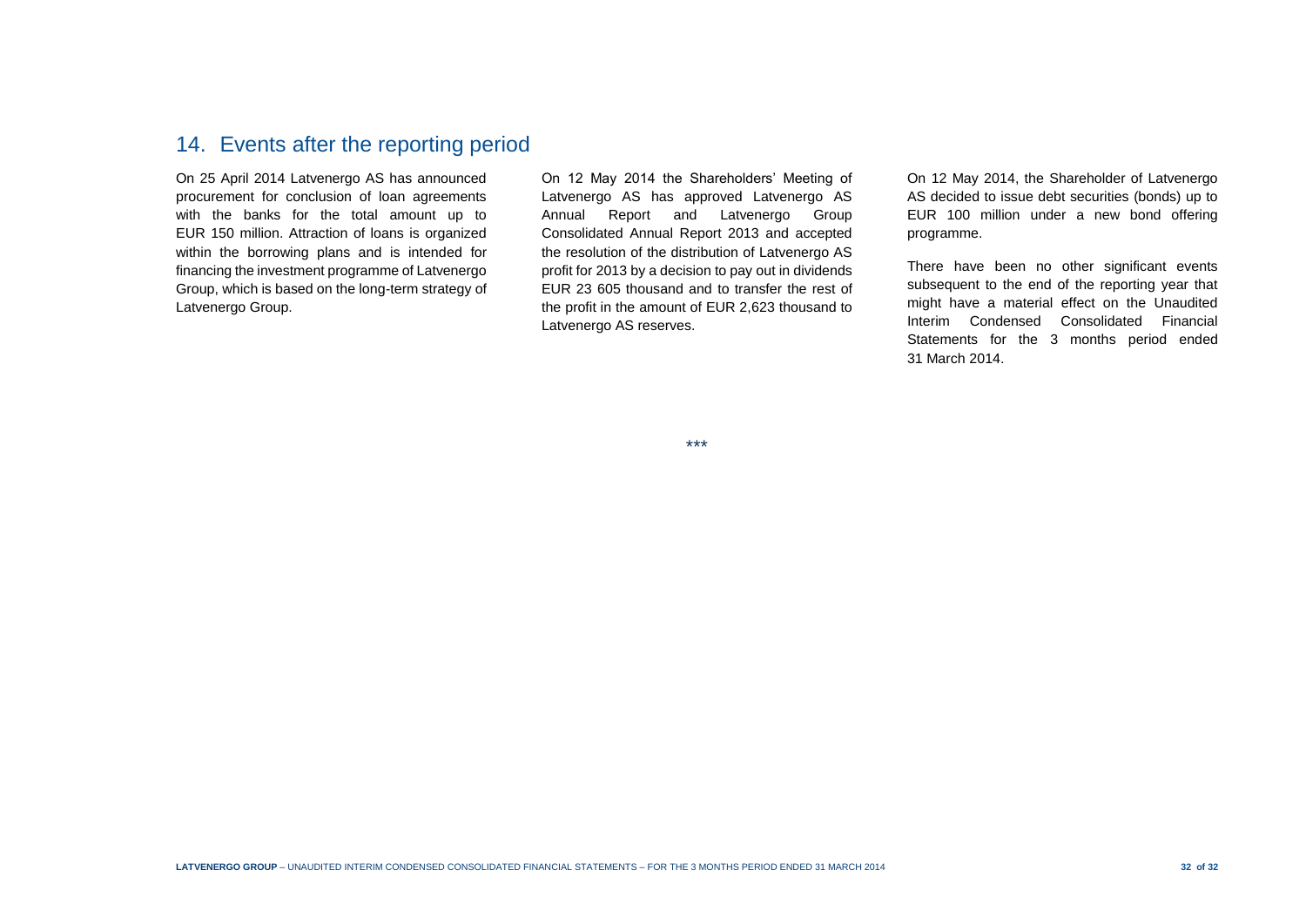## 14. Events after the reporting period

On 25 April 2014 Latvenergo AS has announced procurement for conclusion of loan agreements with the banks for the total amount up to EUR 150 million. Attraction of loans is organized within the borrowing plans and is intended for financing the investment programme of Latvenergo Group, which is based on the long-term strategy of Latvenergo Group.

On 12 May 2014 the Shareholders' Meeting of Latvenergo AS has approved Latvenergo AS Annual Report and Latvenergo Group Consolidated Annual Report 2013 and accepted the resolution of the distribution of Latvenergo AS profit for 2013 by a decision to pay out in dividends EUR 23 605 thousand and to transfer the rest of the profit in the amount of EUR 2,623 thousand to Latvenergo AS reserves.

On 12 May 2014, the Shareholder of Latvenergo AS decided to issue debt securities (bonds) up to EUR 100 million under a new bond offering programme.

There have been no other significant events subsequent to the end of the reporting year that might have a material effect on the Unaudited Interim Condensed Consolidated Financial Statements for the 3 months period ended 31 March 2014.

***